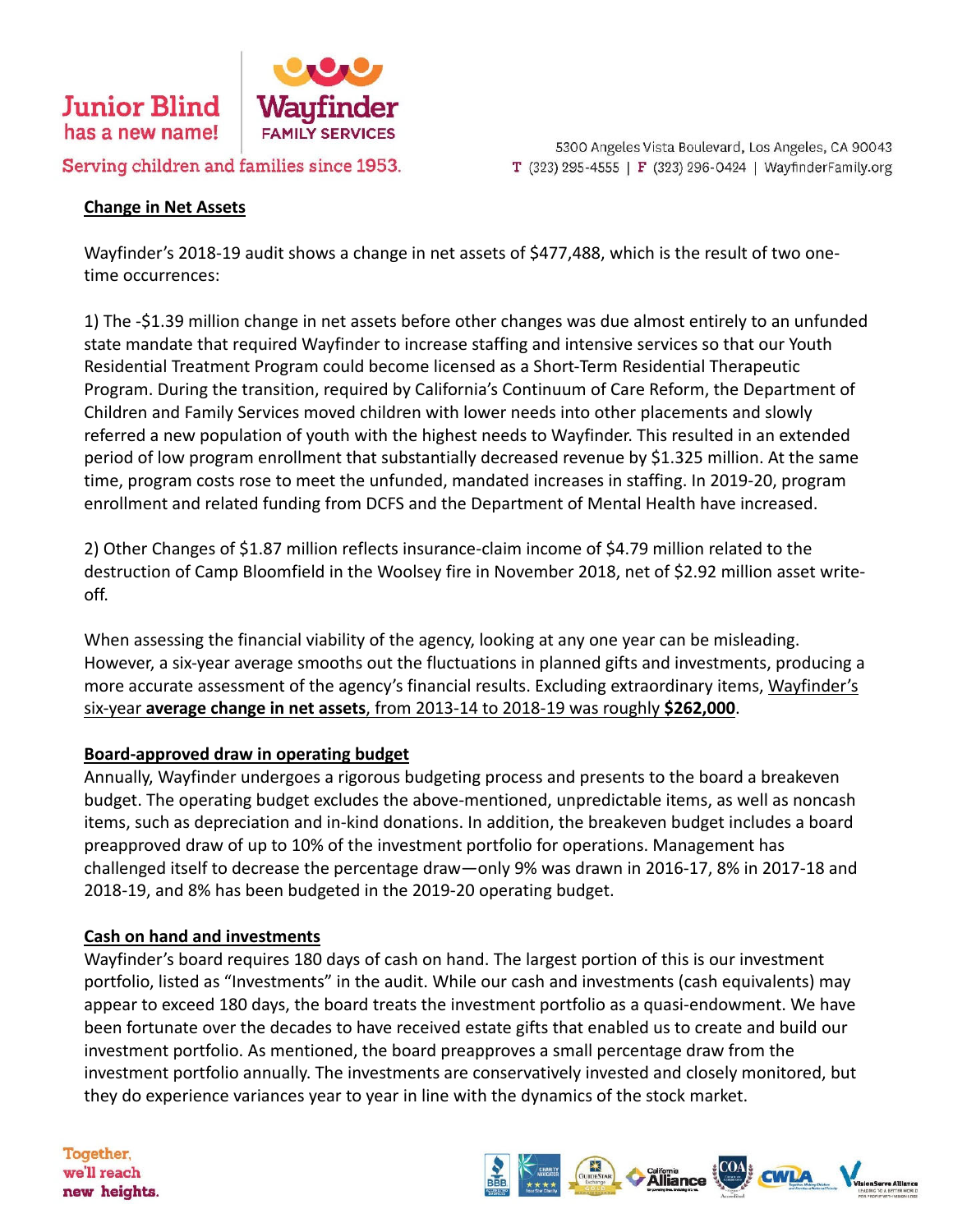Junior Blind has a new name! Wayfinder FAMILY SERVICES

Serving children and families since 1953.

5300 Angeles Vista Boulevard, Los Angeles, CA 90043
T (323) 295-4555 | F (323) 296-0424 | WayfinderFamily.org

## Change in Net Assets

Wayfinder's 2018-19 audit shows a change in net assets of $477,488, which is the result of two one-time occurrences:

1) The -$1.39 million change in net assets before other changes was due almost entirely to an unfunded state mandate that required Wayfinder to increase staffing and intensive services so that our Youth Residential Treatment Program could become licensed as a Short-Term Residential Therapeutic Program. During the transition, required by California's Continuum of Care Reform, the Department of Children and Family Services moved children with lower needs into other placements and slowly referred a new population of youth with the highest needs to Wayfinder. This resulted in an extended period of low program enrollment that substantially decreased revenue by $1.325 million. At the same time, program costs rose to meet the unfunded, mandated increases in staffing. In 2019-20, program enrollment and related funding from DCFS and the Department of Mental Health have increased.

2) Other Changes of $1.87 million reflects insurance-claim income of $4.79 million related to the destruction of Camp Bloomfield in the Woolsey fire in November 2018, net of $2.92 million asset write-off.

When assessing the financial viability of the agency, looking at any one year can be misleading. However, a six-year average smooths out the fluctuations in planned gifts and investments, producing a more accurate assessment of the agency's financial results. Excluding extraordinary items, Wayfinder's six-year **average change in net assets**, from 2013-14 to 2018-19 was roughly **$262,000**.

## Board-approved draw in operating budget

Annually, Wayfinder undergoes a rigorous budgeting process and presents to the board a breakeven budget. The operating budget excludes the above-mentioned, unpredictable items, as well as noncash items, such as depreciation and in-kind donations. In addition, the breakeven budget includes a board preapproved draw of up to 10% of the investment portfolio for operations. Management has challenged itself to decrease the percentage draw—only 9% was drawn in 2016-17, 8% in 2017-18 and 2018-19, and 8% has been budgeted in the 2019-20 operating budget.

## Cash on hand and investments

Wayfinder's board requires 180 days of cash on hand. The largest portion of this is our investment portfolio, listed as "Investments" in the audit. While our cash and investments (cash equivalents) may appear to exceed 180 days, the board treats the investment portfolio as a quasi-endowment. We have been fortunate over the decades to have received estate gifts that enabled us to create and build our investment portfolio. As mentioned, the board preapproves a small percentage draw from the investment portfolio annually. The investments are conservatively invested and closely monitored, but they do experience variances year to year in line with the dynamics of the stock market.

Together, we'll reach new heights.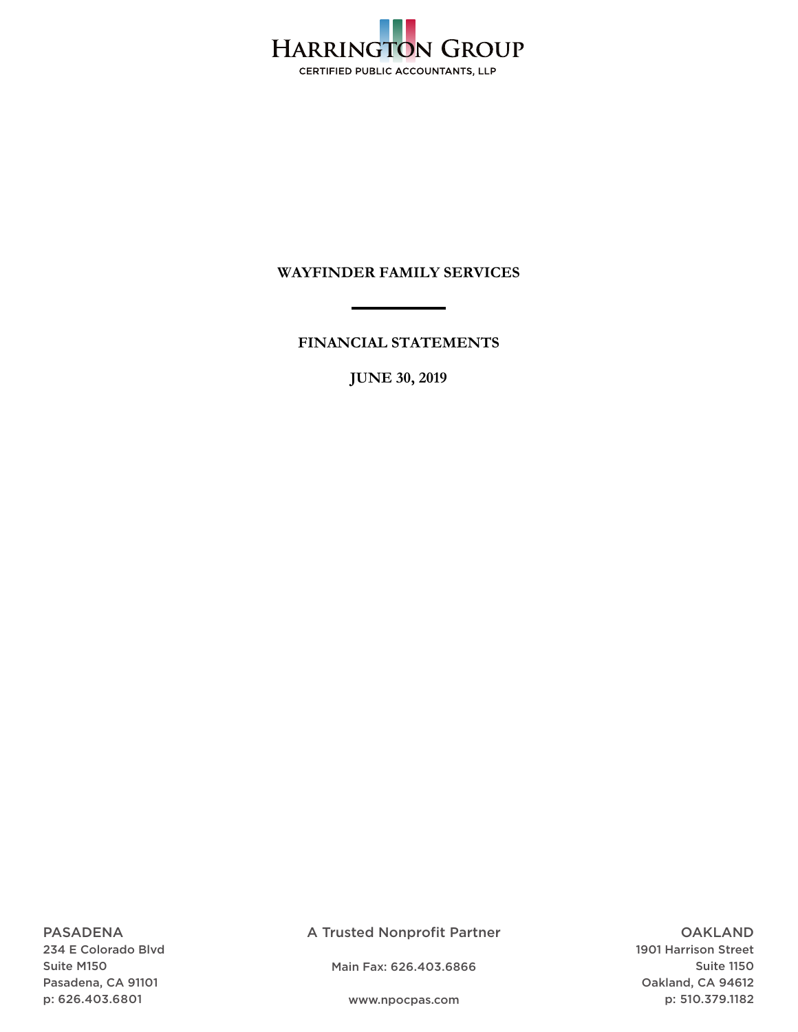# Harrington Group

CERTIFIED PUBLIC ACCOUNTANTS, LLP

**WAYFINDER FAMILY SERVICES**

---

**FINANCIAL STATEMENTS**

**JUNE 30, 2019**

PASADENA
234 E Colorado Blvd
Suite M150
Pasadena, CA 91101
p: 626.403.6801

A Trusted Nonprofit Partner

Main Fax: 626.403.6866

www.npocpas.com

OAKLAND
1901 Harrison Street
Suite 1150
Oakland, CA 94612
p: 510.379.1182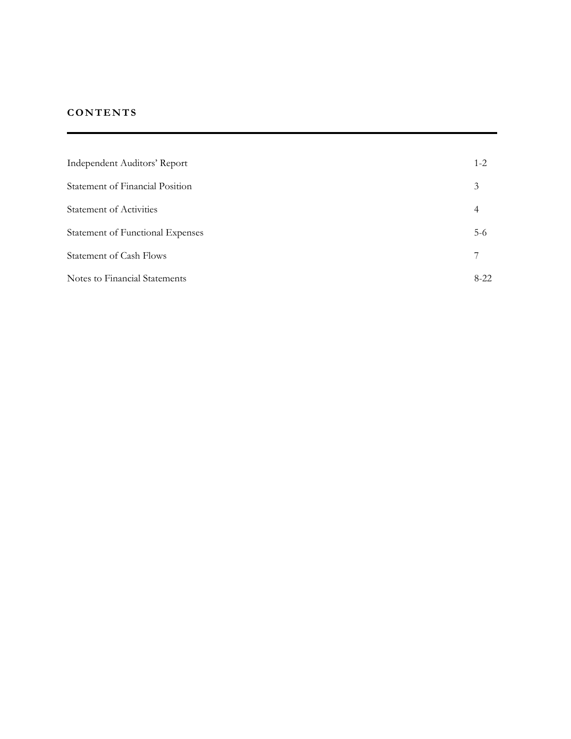**CONTENTS**

| | |
|---|---|
| Independent Auditors' Report | 1-2 |
| Statement of Financial Position | 3 |
| Statement of Activities | 4 |
| Statement of Functional Expenses | 5-6 |
| Statement of Cash Flows | 7 |
| Notes to Financial Statements | 8-22 |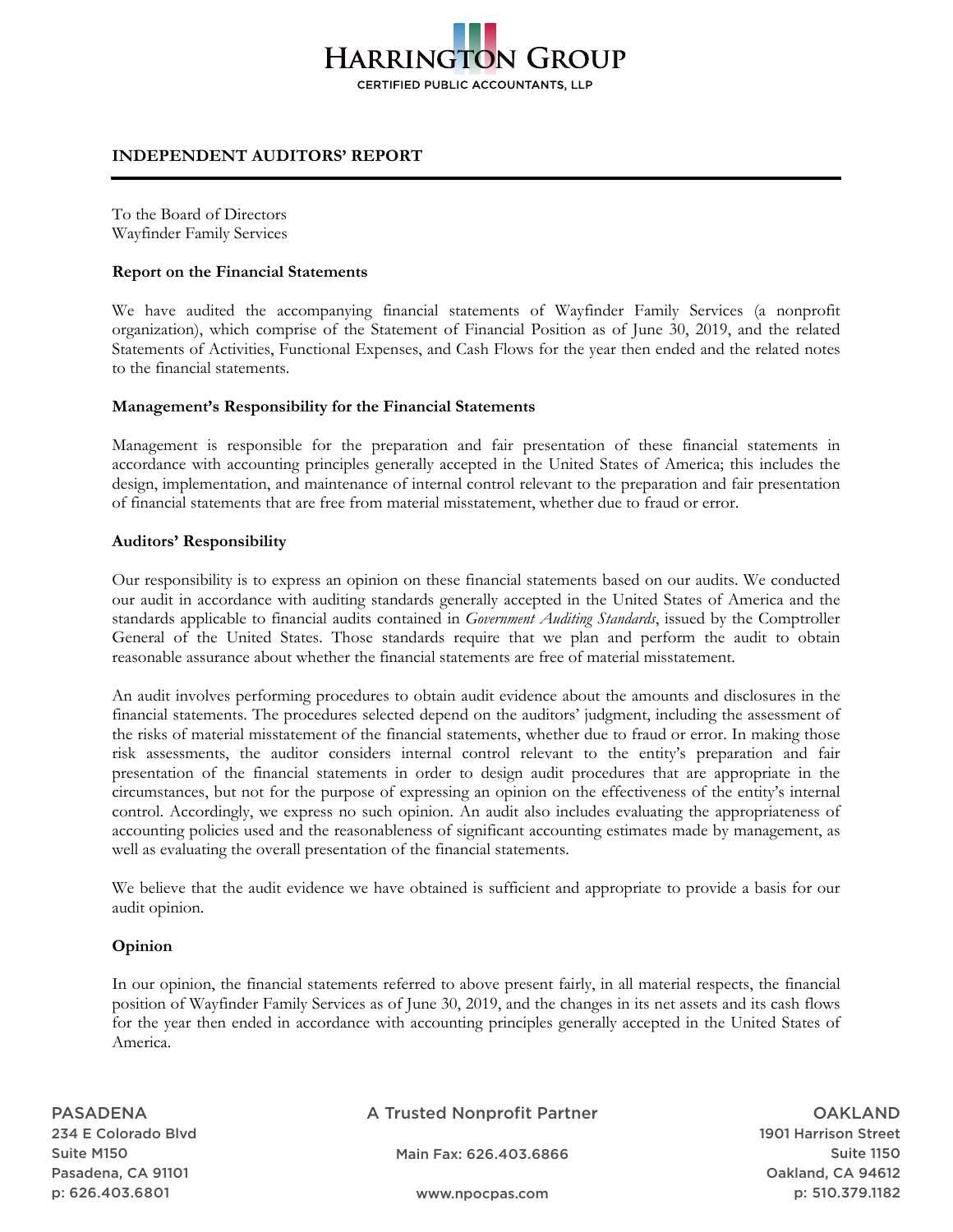# HARRINGTON GROUP

CERTIFIED PUBLIC ACCOUNTANTS, LLP

## INDEPENDENT AUDITORS' REPORT

To the Board of Directors
Wayfinder Family Services

### Report on the Financial Statements

We have audited the accompanying financial statements of Wayfinder Family Services (a nonprofit organization), which comprise of the Statement of Financial Position as of June 30, 2019, and the related Statements of Activities, Functional Expenses, and Cash Flows for the year then ended and the related notes to the financial statements.

### Management's Responsibility for the Financial Statements

Management is responsible for the preparation and fair presentation of these financial statements in accordance with accounting principles generally accepted in the United States of America; this includes the design, implementation, and maintenance of internal control relevant to the preparation and fair presentation of financial statements that are free from material misstatement, whether due to fraud or error.

### Auditors' Responsibility

Our responsibility is to express an opinion on these financial statements based on our audits. We conducted our audit in accordance with auditing standards generally accepted in the United States of America and the standards applicable to financial audits contained in *Government Auditing Standards*, issued by the Comptroller General of the United States. Those standards require that we plan and perform the audit to obtain reasonable assurance about whether the financial statements are free of material misstatement.

An audit involves performing procedures to obtain audit evidence about the amounts and disclosures in the financial statements. The procedures selected depend on the auditors' judgment, including the assessment of the risks of material misstatement of the financial statements, whether due to fraud or error. In making those risk assessments, the auditor considers internal control relevant to the entity's preparation and fair presentation of the financial statements in order to design audit procedures that are appropriate in the circumstances, but not for the purpose of expressing an opinion on the effectiveness of the entity's internal control. Accordingly, we express no such opinion. An audit also includes evaluating the appropriateness of accounting policies used and the reasonableness of significant accounting estimates made by management, as well as evaluating the overall presentation of the financial statements.

We believe that the audit evidence we have obtained is sufficient and appropriate to provide a basis for our audit opinion.

### Opinion

In our opinion, the financial statements referred to above present fairly, in all material respects, the financial position of Wayfinder Family Services as of June 30, 2019, and the changes in its net assets and its cash flows for the year then ended in accordance with accounting principles generally accepted in the United States of America.

PASADENA
234 E Colorado Blvd
Suite M150
Pasadena, CA 91101
p: 626.403.6801

A Trusted Nonprofit Partner
Main Fax: 626.403.6866
www.npocpas.com

OAKLAND
1901 Harrison Street
Suite 1150
Oakland, CA 94612
p: 510.379.1182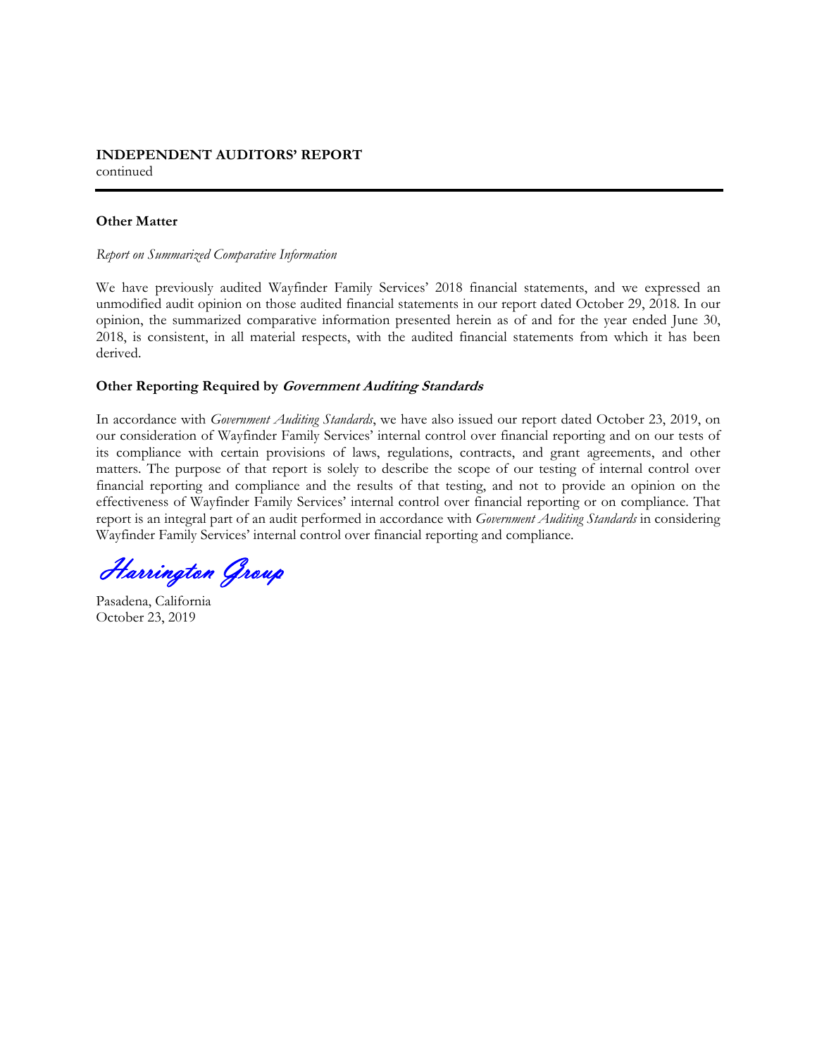**INDEPENDENT AUDITORS' REPORT**
continued

**Other Matter**

*Report on Summarized Comparative Information*

We have previously audited Wayfinder Family Services' 2018 financial statements, and we expressed an unmodified audit opinion on those audited financial statements in our report dated October 29, 2018. In our opinion, the summarized comparative information presented herein as of and for the year ended June 30, 2018, is consistent, in all material respects, with the audited financial statements from which it has been derived.

**Other Reporting Required by *Government Auditing Standards***

In accordance with *Government Auditing Standards*, we have also issued our report dated October 23, 2019, on our consideration of Wayfinder Family Services' internal control over financial reporting and on our tests of its compliance with certain provisions of laws, regulations, contracts, and grant agreements, and other matters. The purpose of that report is solely to describe the scope of our testing of internal control over financial reporting and compliance and the results of that testing, and not to provide an opinion on the effectiveness of Wayfinder Family Services' internal control over financial reporting or on compliance. That report is an integral part of an audit performed in accordance with *Government Auditing Standards* in considering Wayfinder Family Services' internal control over financial reporting and compliance.

*Harrington Group*

Pasadena, California
October 23, 2019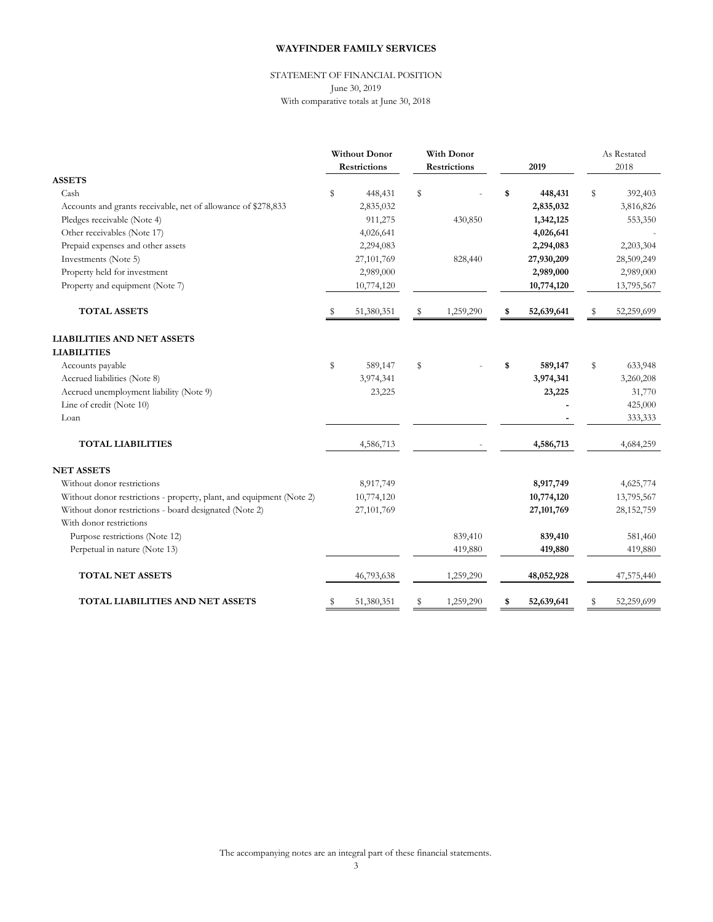**WAYFINDER FAMILY SERVICES**

STATEMENT OF FINANCIAL POSITION

June 30, 2019

With comparative totals at June 30, 2018

| | Without Donor Restrictions | With Donor Restrictions | 2019 | As Restated 2018 |
|---|---|---|---|---|
| **ASSETS** | | | | |
| Cash | $ 448,431 | $ - | **$ 448,431** | $ 392,403 |
| Accounts and grants receivable, net of allowance of $278,833 | 2,835,032 | | **2,835,032** | 3,816,826 |
| Pledges receivable (Note 4) | 911,275 | 430,850 | **1,342,125** | 553,350 |
| Other receivables (Note 17) | 4,026,641 | | **4,026,641** | - |
| Prepaid expenses and other assets | 2,294,083 | | **2,294,083** | 2,203,304 |
| Investments (Note 5) | 27,101,769 | 828,440 | **27,930,209** | 28,509,249 |
| Property held for investment | 2,989,000 | | **2,989,000** | 2,989,000 |
| Property and equipment (Note 7) | 10,774,120 | | **10,774,120** | 13,795,567 |
| **TOTAL ASSETS** | $ 51,380,351 | $ 1,259,290 | **$ 52,639,641** | $ 52,259,699 |
| **LIABILITIES AND NET ASSETS** | | | | |
| **LIABILITIES** | | | | |
| Accounts payable | $ 589,147 | $ - | **$ 589,147** | $ 633,948 |
| Accrued liabilities (Note 8) | 3,974,341 | | **3,974,341** | 3,260,208 |
| Accrued unemployment liability (Note 9) | 23,225 | | **23,225** | 31,770 |
| Line of credit (Note 10) | | | **-** | 425,000 |
| Loan | | | **-** | 333,333 |
| **TOTAL LIABILITIES** | 4,586,713 | - | **4,586,713** | 4,684,259 |
| **NET ASSETS** | | | | |
| Without donor restrictions | 8,917,749 | | **8,917,749** | 4,625,774 |
| Without donor restrictions - property, plant, and equipment (Note 2) | 10,774,120 | | **10,774,120** | 13,795,567 |
| Without donor restrictions - board designated (Note 2) | 27,101,769 | | **27,101,769** | 28,152,759 |
| With donor restrictions | | | | |
| Purpose restrictions (Note 12) | | 839,410 | **839,410** | 581,460 |
| Perpetual in nature (Note 13) | | 419,880 | **419,880** | 419,880 |
| **TOTAL NET ASSETS** | 46,793,638 | 1,259,290 | **48,052,928** | 47,575,440 |
| **TOTAL LIABILITIES AND NET ASSETS** | $ 51,380,351 | $ 1,259,290 | **$ 52,639,641** | $ 52,259,699 |

The accompanying notes are an integral part of these financial statements.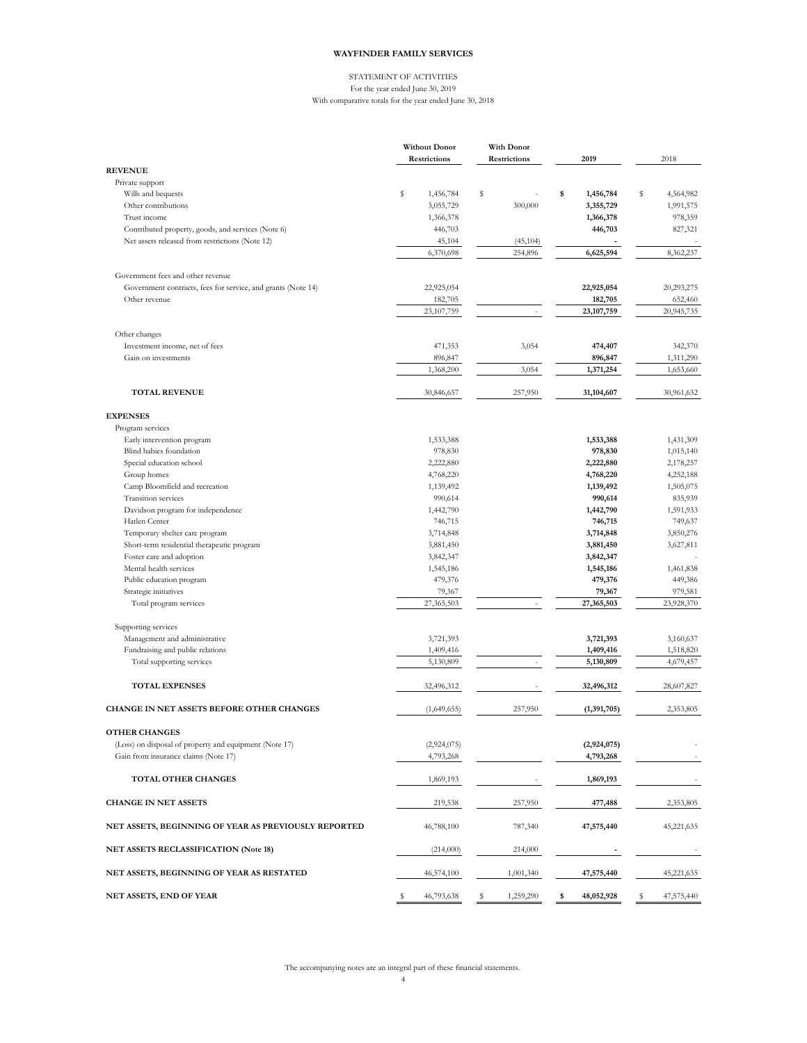**WAYFINDER FAMILY SERVICES**

STATEMENT OF ACTIVITIES

For the year ended June 30, 2019

With comparative totals for the year ended June 30, 2018

| | Without Donor Restrictions | With Donor Restrictions | 2019 | 2018 |
|---|---|---|---|---|
| **REVENUE** | | | | |
| Private support | | | | |
| Wills and bequests | $ 1,456,784 | $ - | **$ 1,456,784** | $ 4,564,982 |
| Other contributions | 3,055,729 | 300,000 | **3,355,729** | 1,991,575 |
| Trust income | 1,366,378 | | **1,366,378** | 978,359 |
| Contributed property, goods, and services (Note 6) | 446,703 | | **446,703** | 827,321 |
| Net assets released from restrictions (Note 12) | 45,104 | (45,104) | **-** | - |
| | 6,370,698 | 254,896 | **6,625,594** | 8,362,237 |
| Government fees and other revenue | | | | |
| Government contracts, fees for service, and grants (Note 14) | 22,925,054 | | **22,925,054** | 20,293,275 |
| Other revenue | 182,705 | | **182,705** | 652,460 |
| | 23,107,759 | - | **23,107,759** | 20,945,735 |
| Other changes | | | | |
| Investment income, net of fees | 471,353 | 3,054 | **474,407** | 342,370 |
| Gain on investments | 896,847 | | **896,847** | 1,311,290 |
| | 1,368,200 | 3,054 | **1,371,254** | 1,653,660 |
| **TOTAL REVENUE** | 30,846,657 | 257,950 | **31,104,607** | 30,961,632 |
| **EXPENSES** | | | | |
| Program services | | | | |
| Early intervention program | 1,533,388 | | **1,533,388** | 1,431,309 |
| Blind babies foundation | 978,830 | | **978,830** | 1,015,140 |
| Special education school | 2,222,880 | | **2,222,880** | 2,178,257 |
| Group homes | 4,768,220 | | **4,768,220** | 4,252,188 |
| Camp Bloomfield and recreation | 1,139,492 | | **1,139,492** | 1,505,075 |
| Transition services | 990,614 | | **990,614** | 835,939 |
| Davidson program for independence | 1,442,790 | | **1,442,790** | 1,591,933 |
| Hatlen Center | 746,715 | | **746,715** | 749,637 |
| Temporary shelter care program | 3,714,848 | | **3,714,848** | 3,850,276 |
| Short-term residential therapeutic program | 3,881,450 | | **3,881,450** | 3,627,811 |
| Foster care and adoption | 3,842,347 | | **3,842,347** | - |
| Mental health services | 1,545,186 | | **1,545,186** | 1,461,838 |
| Public education program | 479,376 | | **479,376** | 449,386 |
| Strategic initiatives | 79,367 | | **79,367** | 979,581 |
| Total program services | 27,365,503 | - | **27,365,503** | 23,928,370 |
| Supporting services | | | | |
| Management and administrative | 3,721,393 | | **3,721,393** | 3,160,637 |
| Fundraising and public relations | 1,409,416 | | **1,409,416** | 1,518,820 |
| Total supporting services | 5,130,809 | - | **5,130,809** | 4,679,457 |
| **TOTAL EXPENSES** | 32,496,312 | - | **32,496,312** | 28,607,827 |
| **CHANGE IN NET ASSETS BEFORE OTHER CHANGES** | (1,649,655) | 257,950 | **(1,391,705)** | 2,353,805 |
| **OTHER CHANGES** | | | | |
| (Loss) on disposal of property and equipment (Note 17) | (2,924,075) | | **(2,924,075)** | - |
| Gain from insurance claims (Note 17) | 4,793,268 | | **4,793,268** | - |
| **TOTAL OTHER CHANGES** | 1,869,193 | - | **1,869,193** | - |
| **CHANGE IN NET ASSETS** | 219,538 | 257,950 | **477,488** | 2,353,805 |
| **NET ASSETS, BEGINNING OF YEAR AS PREVIOUSLY REPORTED** | 46,788,100 | 787,340 | **47,575,440** | 45,221,635 |
| **NET ASSETS RECLASSIFICATION (Note 18)** | (214,000) | 214,000 | **-** | - |
| **NET ASSETS, BEGINNING OF YEAR AS RESTATED** | 46,574,100 | 1,001,340 | **47,575,440** | 45,221,635 |
| **NET ASSETS, END OF YEAR** | $ 46,793,638 | $ 1,259,290 | **$ 48,052,928** | $ 47,575,440 |

The accompanying notes are an integral part of these financial statements.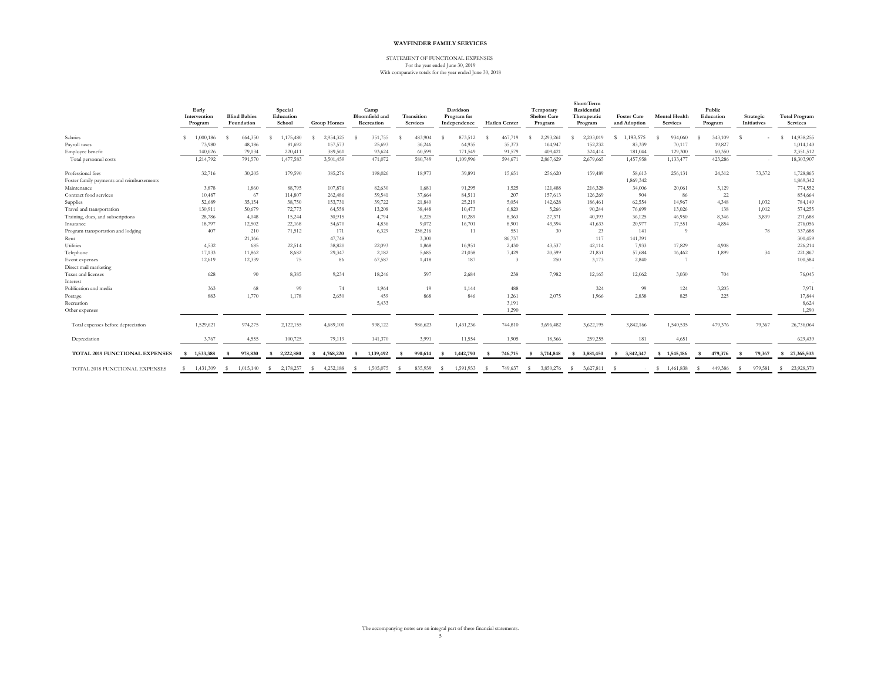# WAYFINDER FAMILY SERVICES

STATEMENT OF FUNCTIONAL EXPENSES
For the year ended June 30, 2019
With comparative totals for the year ended June 30, 2018

| | Early Intervention Program | Blind Babies Foundation | Special Education School | Group Homes | Camp Bloomfield and Recreation | Transition Services | Davidson Program for Independence | Hatlen Center | Temporary Shelter Care Program | Short-Term Residential Therapeutic Program | Foster Care and Adoption | Mental Health Services | Public Education Program | Strategic Initiatives | Total Program Services |
|---|---|---|---|---|---|---|---|---|---|---|---|---|---|---|---|
| Salaries | $ 1,000,186 | $ 664,350 | $ 1,175,480 | $ 2,954,325 | $ 351,755 | $ 483,904 | $ 873,512 | $ 467,719 | $ 2,293,261 | $ 2,203,019 | $ 1,193,575 | $ 934,060 | $ 343,109 | $ - | $ 14,938,255 |
| Payroll taxes | 73,980 | 48,186 | 81,692 | 157,573 | 25,693 | 36,246 | 64,935 | 35,373 | 164,947 | 152,232 | 83,339 | 70,117 | 19,827 | | 1,014,140 |
| Employee benefit | 140,626 | 79,034 | 220,411 | 389,561 | 93,624 | 60,599 | 171,549 | 91,579 | 409,421 | 324,414 | 181,044 | 129,300 | 60,350 | | 2,351,512 |
| Total personnel costs | 1,214,792 | 791,570 | 1,477,583 | 3,501,459 | 471,072 | 580,749 | 1,109,996 | 594,671 | 2,867,629 | 2,679,665 | 1,457,958 | 1,133,477 | 423,286 | - | 18,303,907 |
| Professional fees | 32,716 | 30,205 | 179,590 | 385,276 | 198,026 | 18,973 | 39,891 | 15,651 | 256,620 | 159,489 | 58,613 | 256,131 | 24,312 | 73,372 | 1,728,865 |
| Foster family payments and reimbursements | | | | | | | | | | | 1,869,342 | | | | 1,869,342 |
| Maintenance | 3,878 | 1,860 | 88,795 | 107,876 | 82,630 | 1,681 | 91,295 | 1,525 | 121,488 | 216,328 | 34,006 | 20,061 | 3,129 | | 774,552 |
| Contract food services | 10,487 | 67 | 114,807 | 262,486 | 59,541 | 37,664 | 84,511 | 207 | 157,613 | 126,269 | 904 | 86 | 22 | | 854,664 |
| Supplies | 52,689 | 35,154 | 38,750 | 153,731 | 39,722 | 21,840 | 25,219 | 5,054 | 142,628 | 186,461 | 62,554 | 14,967 | 4,348 | 1,032 | 784,149 |
| Travel and transportation | 130,911 | 50,679 | 72,773 | 64,558 | 13,208 | 38,448 | 10,473 | 6,820 | 5,266 | 90,244 | 76,699 | 13,026 | 138 | 1,012 | 574,255 |
| Training, dues, and subscriptions | 28,786 | 4,048 | 15,244 | 30,915 | 4,794 | 6,225 | 10,289 | 8,363 | 27,371 | 40,393 | 36,125 | 46,950 | 8,346 | 3,839 | 271,688 |
| Insurance | 18,797 | 12,502 | 22,168 | 54,670 | 4,836 | 9,072 | 16,701 | 8,901 | 43,394 | 41,633 | 20,977 | 17,551 | 4,854 | | 276,056 |
| Program transportation and lodging | 407 | 210 | 71,512 | 171 | 6,329 | 258,216 | 11 | 551 | 30 | 23 | 141 | 9 | | 78 | 337,688 |
| Rent | | 21,166 | | 47,748 | | 3,300 | | 86,737 | | 117 | 141,391 | | | | 300,459 |
| Utilities | 4,532 | 685 | 22,514 | 38,820 | 22,093 | 1,868 | 16,951 | 2,430 | 43,537 | 42,114 | 7,933 | 17,829 | 4,908 | | 226,214 |
| Telephone | 17,133 | 11,862 | 8,682 | 29,347 | 2,182 | 5,685 | 21,038 | 7,429 | 20,599 | 21,831 | 57,684 | 16,462 | 1,899 | 34 | 221,867 |
| Event expenses | 12,619 | 12,339 | 75 | 86 | 67,587 | 1,418 | 187 | 3 | 250 | 3,173 | 2,840 | 7 | | | 100,584 |
| Direct mail marketing | | | | | | | | | | | | | | | - |
| Taxes and licenses | 628 | 90 | 8,385 | 9,234 | 18,246 | 597 | 2,684 | 238 | 7,982 | 12,165 | 12,062 | 3,030 | 704 | | 76,045 |
| Interest | | | | | | | | | | | | | | | - |
| Publication and media | 363 | 68 | 99 | 74 | 1,964 | 19 | 1,144 | 488 | | 324 | 99 | 124 | 3,205 | | 7,971 |
| Postage | 883 | 1,770 | 1,178 | 2,650 | 459 | 868 | 846 | 1,261 | 2,075 | 1,966 | 2,838 | 825 | 225 | | 17,844 |
| Recreation | | | | | 5,433 | | | 3,191 | | | | | | | 8,624 |
| Other expenses | | | | | | | | 1,290 | | | | | | | 1,290 |
| Total expenses before depreciation | 1,529,621 | 974,275 | 2,122,155 | 4,689,101 | 998,122 | 986,623 | 1,431,236 | 744,810 | 3,696,482 | 3,622,195 | 3,842,166 | 1,540,535 | 479,376 | 79,367 | 26,736,064 |
| Depreciation | 3,767 | 4,555 | 100,725 | 79,119 | 141,370 | 3,991 | 11,554 | 1,905 | 18,366 | 259,255 | 181 | 4,651 | | | 629,439 |
| **TOTAL 2019 FUNCTIONAL EXPENSES** | **$ 1,533,388** | **$ 978,830** | **$ 2,222,880** | **$ 4,768,220** | **$ 1,139,492** | **$ 990,614** | **$ 1,442,790** | **$ 746,715** | **$ 3,714,848** | **$ 3,881,450** | **$ 3,842,347** | **$ 1,545,186** | **$ 479,376** | **$ 79,367** | **$ 27,365,503** |
| TOTAL 2018 FUNCTIONAL EXPENSES | $ 1,431,309 | $ 1,015,140 | $ 2,178,257 | $ 4,252,188 | $ 1,505,075 | $ 835,939 | $ 1,591,933 | $ 749,637 | $ 3,850,276 | $ 3,627,811 | $ - | $ 1,461,838 | $ 449,386 | $ 979,581 | $ 23,928,370 |

The accompanying notes are an integral part of these financial statements.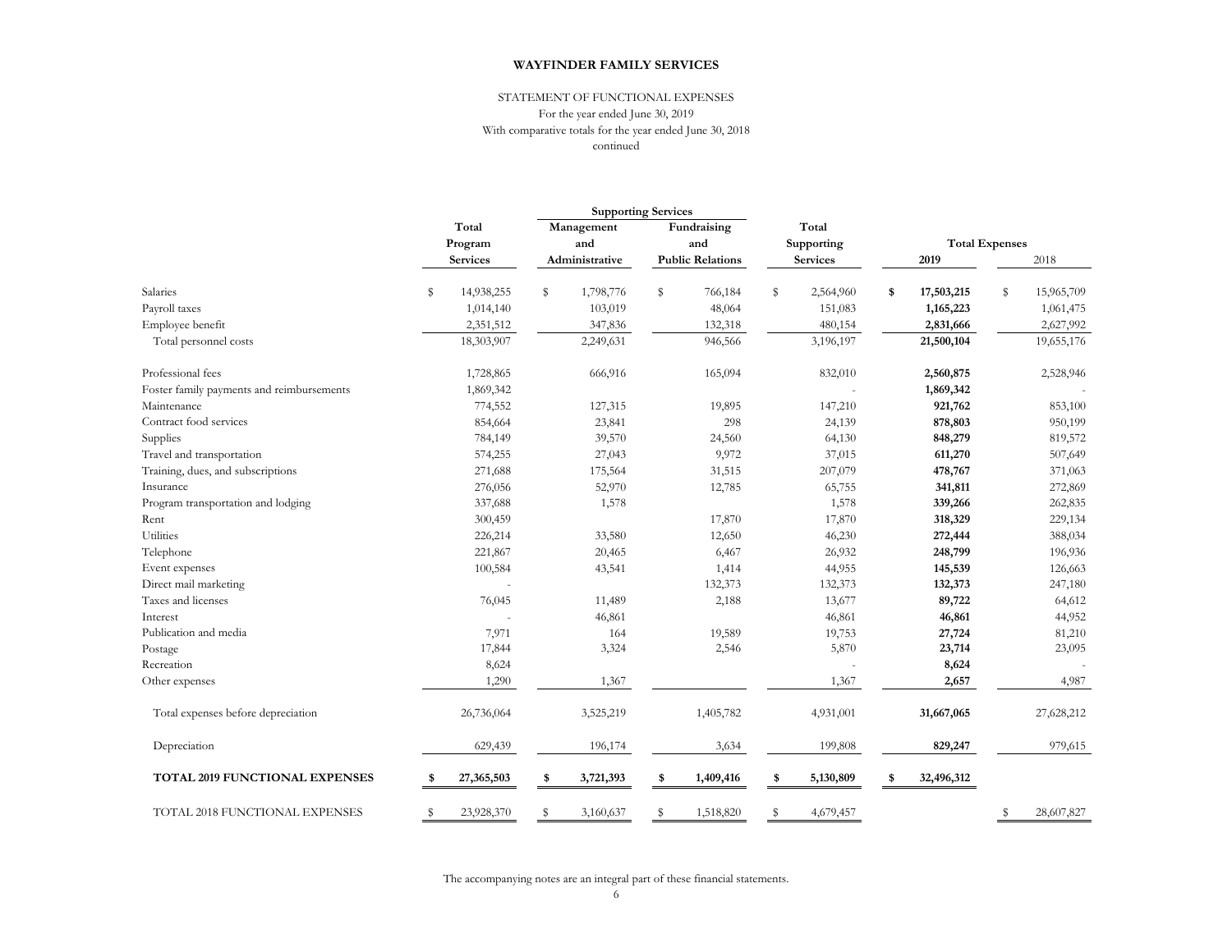**WAYFINDER FAMILY SERVICES**

STATEMENT OF FUNCTIONAL EXPENSES
For the year ended June 30, 2019
With comparative totals for the year ended June 30, 2018
continued

| | Total Program Services | Supporting Services | | Total Supporting Services | Total Expenses | |
|---|---|---|---|---|---|---|
| | | Management and Administrative | Fundraising and Public Relations | | 2019 | 2018 |
| Salaries | $ 14,938,255 | $ 1,798,776 | $ 766,184 | $ 2,564,960 | **$ 17,503,215** | $ 15,965,709 |
| Payroll taxes | 1,014,140 | 103,019 | 48,064 | 151,083 | **1,165,223** | 1,061,475 |
| Employee benefit | 2,351,512 | 347,836 | 132,318 | 480,154 | **2,831,666** | 2,627,992 |
| Total personnel costs | 18,303,907 | 2,249,631 | 946,566 | 3,196,197 | **21,500,104** | 19,655,176 |
| Professional fees | 1,728,865 | 666,916 | 165,094 | 832,010 | **2,560,875** | 2,528,946 |
| Foster family payments and reimbursements | 1,869,342 | | | - | **1,869,342** | - |
| Maintenance | 774,552 | 127,315 | 19,895 | 147,210 | **921,762** | 853,100 |
| Contract food services | 854,664 | 23,841 | 298 | 24,139 | **878,803** | 950,199 |
| Supplies | 784,149 | 39,570 | 24,560 | 64,130 | **848,279** | 819,572 |
| Travel and transportation | 574,255 | 27,043 | 9,972 | 37,015 | **611,270** | 507,649 |
| Training, dues, and subscriptions | 271,688 | 175,564 | 31,515 | 207,079 | **478,767** | 371,063 |
| Insurance | 276,056 | 52,970 | 12,785 | 65,755 | **341,811** | 272,869 |
| Program transportation and lodging | 337,688 | 1,578 | | 1,578 | **339,266** | 262,835 |
| Rent | 300,459 | | 17,870 | 17,870 | **318,329** | 229,134 |
| Utilities | 226,214 | 33,580 | 12,650 | 46,230 | **272,444** | 388,034 |
| Telephone | 221,867 | 20,465 | 6,467 | 26,932 | **248,799** | 196,936 |
| Event expenses | 100,584 | 43,541 | 1,414 | 44,955 | **145,539** | 126,663 |
| Direct mail marketing | - | | 132,373 | 132,373 | **132,373** | 247,180 |
| Taxes and licenses | 76,045 | 11,489 | 2,188 | 13,677 | **89,722** | 64,612 |
| Interest | - | 46,861 | | 46,861 | **46,861** | 44,952 |
| Publication and media | 7,971 | 164 | 19,589 | 19,753 | **27,724** | 81,210 |
| Postage | 17,844 | 3,324 | 2,546 | 5,870 | **23,714** | 23,095 |
| Recreation | 8,624 | | | - | **8,624** | - |
| Other expenses | 1,290 | 1,367 | | 1,367 | **2,657** | 4,987 |
| Total expenses before depreciation | 26,736,064 | 3,525,219 | 1,405,782 | 4,931,001 | **31,667,065** | 27,628,212 |
| Depreciation | 629,439 | 196,174 | 3,634 | 199,808 | **829,247** | 979,615 |
| **TOTAL 2019 FUNCTIONAL EXPENSES** | **$ 27,365,503** | **$ 3,721,393** | **$ 1,409,416** | **$ 5,130,809** | **$ 32,496,312** | |
| TOTAL 2018 FUNCTIONAL EXPENSES | $ 23,928,370 | $ 3,160,637 | $ 1,518,820 | $ 4,679,457 | | $ 28,607,827 |

The accompanying notes are an integral part of these financial statements.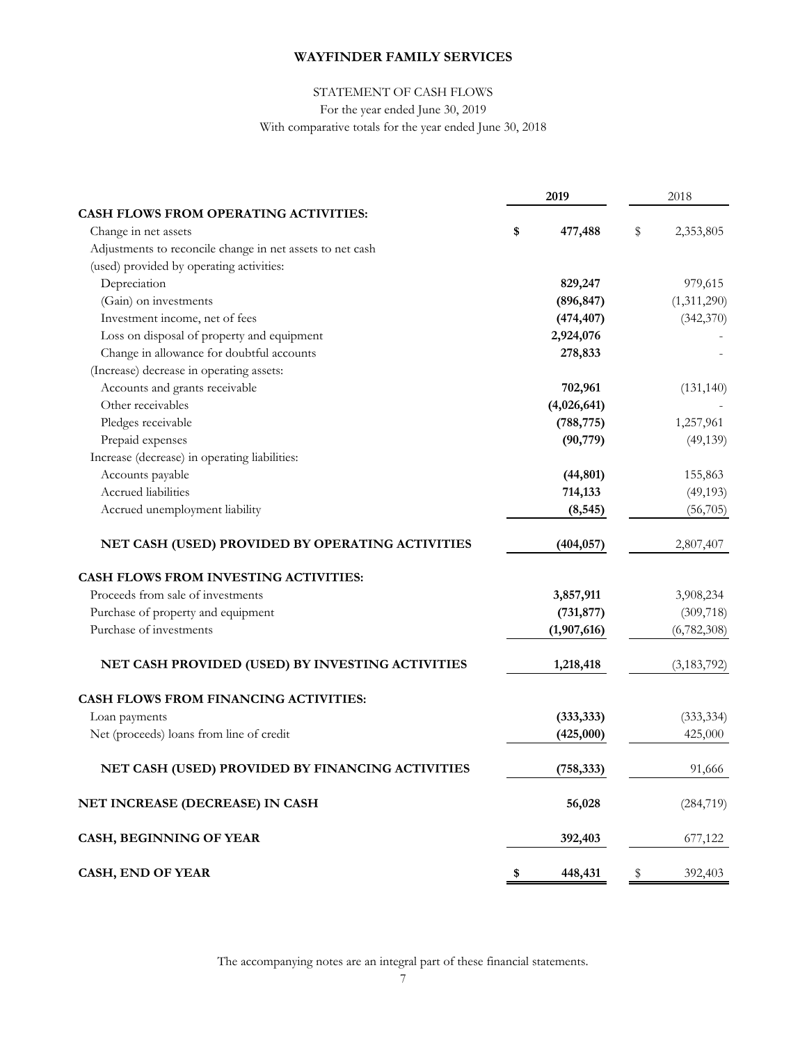# WAYFINDER FAMILY SERVICES

STATEMENT OF CASH FLOWS

For the year ended June 30, 2019

With comparative totals for the year ended June 30, 2018

| | 2019 | 2018 |
|---|---|---|
| **CASH FLOWS FROM OPERATING ACTIVITIES:** | | |
| Change in net assets | **$ 477,488** | $ 2,353,805 |
| Adjustments to reconcile change in net assets to net cash | | |
| (used) provided by operating activities: | | |
| Depreciation | **829,247** | 979,615 |
| (Gain) on investments | **(896,847)** | (1,311,290) |
| Investment income, net of fees | **(474,407)** | (342,370) |
| Loss on disposal of property and equipment | **2,924,076** | - |
| Change in allowance for doubtful accounts | **278,833** | - |
| (Increase) decrease in operating assets: | | |
| Accounts and grants receivable | **702,961** | (131,140) |
| Other receivables | **(4,026,641)** | - |
| Pledges receivable | **(788,775)** | 1,257,961 |
| Prepaid expenses | **(90,779)** | (49,139) |
| Increase (decrease) in operating liabilities: | | |
| Accounts payable | **(44,801)** | 155,863 |
| Accrued liabilities | **714,133** | (49,193) |
| Accrued unemployment liability | **(8,545)** | (56,705) |
| **NET CASH (USED) PROVIDED BY OPERATING ACTIVITIES** | **(404,057)** | 2,807,407 |
| **CASH FLOWS FROM INVESTING ACTIVITIES:** | | |
| Proceeds from sale of investments | **3,857,911** | 3,908,234 |
| Purchase of property and equipment | **(731,877)** | (309,718) |
| Purchase of investments | **(1,907,616)** | (6,782,308) |
| **NET CASH PROVIDED (USED) BY INVESTING ACTIVITIES** | **1,218,418** | (3,183,792) |
| **CASH FLOWS FROM FINANCING ACTIVITIES:** | | |
| Loan payments | **(333,333)** | (333,334) |
| Net (proceeds) loans from line of credit | **(425,000)** | 425,000 |
| **NET CASH (USED) PROVIDED BY FINANCING ACTIVITIES** | **(758,333)** | 91,666 |
| **NET INCREASE (DECREASE) IN CASH** | **56,028** | (284,719) |
| **CASH, BEGINNING OF YEAR** | **392,403** | 677,122 |
| **CASH, END OF YEAR** | **$ 448,431** | $ 392,403 |

The accompanying notes are an integral part of these financial statements.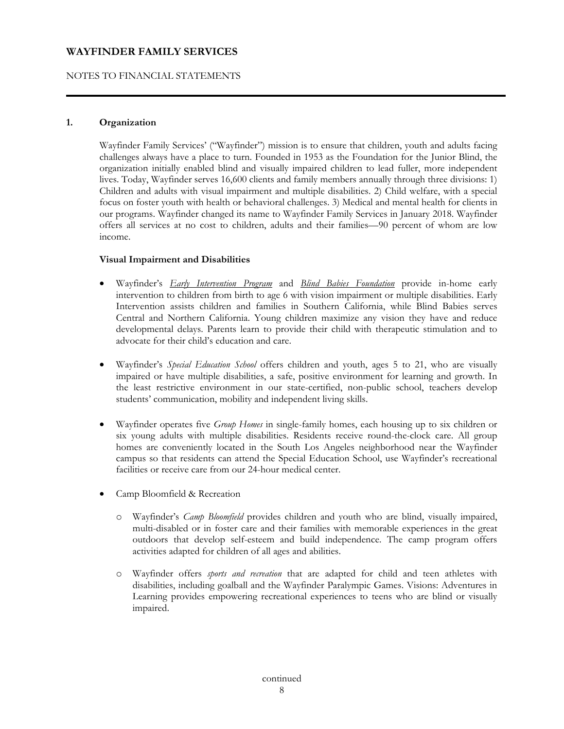## 1. Organization

Wayfinder Family Services' ("Wayfinder") mission is to ensure that children, youth and adults facing challenges always have a place to turn. Founded in 1953 as the Foundation for the Junior Blind, the organization initially enabled blind and visually impaired children to lead fuller, more independent lives. Today, Wayfinder serves 16,600 clients and family members annually through three divisions: 1) Children and adults with visual impairment and multiple disabilities. 2) Child welfare, with a special focus on foster youth with health or behavioral challenges. 3) Medical and mental health for clients in our programs. Wayfinder changed its name to Wayfinder Family Services in January 2018. Wayfinder offers all services at no cost to children, adults and their families—90 percent of whom are low income.

**Visual Impairment and Disabilities**

- Wayfinder's *Early Intervention Program* and *Blind Babies Foundation* provide in-home early intervention to children from birth to age 6 with vision impairment or multiple disabilities. Early Intervention assists children and families in Southern California, while Blind Babies serves Central and Northern California. Young children maximize any vision they have and reduce developmental delays. Parents learn to provide their child with therapeutic stimulation and to advocate for their child's education and care.

- Wayfinder's *Special Education School* offers children and youth, ages 5 to 21, who are visually impaired or have multiple disabilities, a safe, positive environment for learning and growth. In the least restrictive environment in our state-certified, non-public school, teachers develop students' communication, mobility and independent living skills.

- Wayfinder operates five *Group Homes* in single-family homes, each housing up to six children or six young adults with multiple disabilities. Residents receive round-the-clock care. All group homes are conveniently located in the South Los Angeles neighborhood near the Wayfinder campus so that residents can attend the Special Education School, use Wayfinder's recreational facilities or receive care from our 24-hour medical center.

- Camp Bloomfield & Recreation

  - Wayfinder's *Camp Bloomfield* provides children and youth who are blind, visually impaired, multi-disabled or in foster care and their families with memorable experiences in the great outdoors that develop self-esteem and build independence. The camp program offers activities adapted for children of all ages and abilities.

  - Wayfinder offers *sports and recreation* that are adapted for child and teen athletes with disabilities, including goalball and the Wayfinder Paralympic Games. Visions: Adventures in Learning provides empowering recreational experiences to teens who are blind or visually impaired.

continued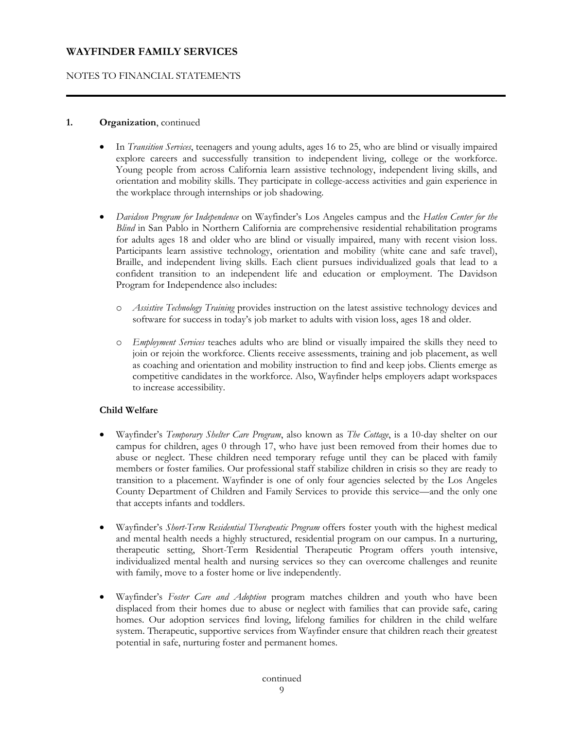## 1. **Organization**, continued

- In *Transition Services*, teenagers and young adults, ages 16 to 25, who are blind or visually impaired explore careers and successfully transition to independent living, college or the workforce. Young people from across California learn assistive technology, independent living skills, and orientation and mobility skills. They participate in college-access activities and gain experience in the workplace through internships or job shadowing.

- *Davidson Program for Independence* on Wayfinder's Los Angeles campus and the *Hatlen Center for the Blind* in San Pablo in Northern California are comprehensive residential rehabilitation programs for adults ages 18 and older who are blind or visually impaired, many with recent vision loss. Participants learn assistive technology, orientation and mobility (white cane and safe travel), Braille, and independent living skills. Each client pursues individualized goals that lead to a confident transition to an independent life and education or employment. The Davidson Program for Independence also includes:

  - *Assistive Technology Training* provides instruction on the latest assistive technology devices and software for success in today's job market to adults with vision loss, ages 18 and older.

  - *Employment Services* teaches adults who are blind or visually impaired the skills they need to join or rejoin the workforce. Clients receive assessments, training and job placement, as well as coaching and orientation and mobility instruction to find and keep jobs. Clients emerge as competitive candidates in the workforce. Also, Wayfinder helps employers adapt workspaces to increase accessibility.

**Child Welfare**

- Wayfinder's *Temporary Shelter Care Program*, also known as *The Cottage*, is a 10-day shelter on our campus for children, ages 0 through 17, who have just been removed from their homes due to abuse or neglect. These children need temporary refuge until they can be placed with family members or foster families. Our professional staff stabilize children in crisis so they are ready to transition to a placement. Wayfinder is one of only four agencies selected by the Los Angeles County Department of Children and Family Services to provide this service—and the only one that accepts infants and toddlers.

- Wayfinder's *Short-Term Residential Therapeutic Program* offers foster youth with the highest medical and mental health needs a highly structured, residential program on our campus. In a nurturing, therapeutic setting, Short-Term Residential Therapeutic Program offers youth intensive, individualized mental health and nursing services so they can overcome challenges and reunite with family, move to a foster home or live independently.

- Wayfinder's *Foster Care and Adoption* program matches children and youth who have been displaced from their homes due to abuse or neglect with families that can provide safe, caring homes. Our adoption services find loving, lifelong families for children in the child welfare system. Therapeutic, supportive services from Wayfinder ensure that children reach their greatest potential in safe, nurturing foster and permanent homes.

continued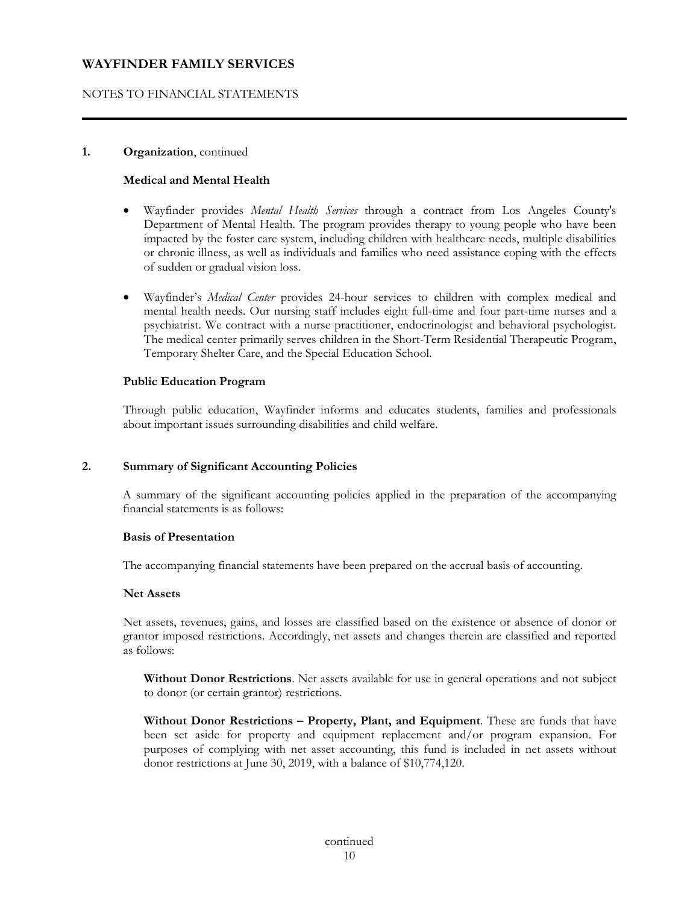**1. Organization**, continued

**Medical and Mental Health**

- Wayfinder provides *Mental Health Services* through a contract from Los Angeles County's Department of Mental Health. The program provides therapy to young people who have been impacted by the foster care system, including children with healthcare needs, multiple disabilities or chronic illness, as well as individuals and families who need assistance coping with the effects of sudden or gradual vision loss.

- Wayfinder's *Medical Center* provides 24-hour services to children with complex medical and mental health needs. Our nursing staff includes eight full-time and four part-time nurses and a psychiatrist. We contract with a nurse practitioner, endocrinologist and behavioral psychologist. The medical center primarily serves children in the Short-Term Residential Therapeutic Program, Temporary Shelter Care, and the Special Education School.

**Public Education Program**

Through public education, Wayfinder informs and educates students, families and professionals about important issues surrounding disabilities and child welfare.

**2. Summary of Significant Accounting Policies**

A summary of the significant accounting policies applied in the preparation of the accompanying financial statements is as follows:

**Basis of Presentation**

The accompanying financial statements have been prepared on the accrual basis of accounting.

**Net Assets**

Net assets, revenues, gains, and losses are classified based on the existence or absence of donor or grantor imposed restrictions. Accordingly, net assets and changes therein are classified and reported as follows:

**Without Donor Restrictions**. Net assets available for use in general operations and not subject to donor (or certain grantor) restrictions.

**Without Donor Restrictions – Property, Plant, and Equipment**. These are funds that have been set aside for property and equipment replacement and/or program expansion. For purposes of complying with net asset accounting, this fund is included in net assets without donor restrictions at June 30, 2019, with a balance of $10,774,120.

continued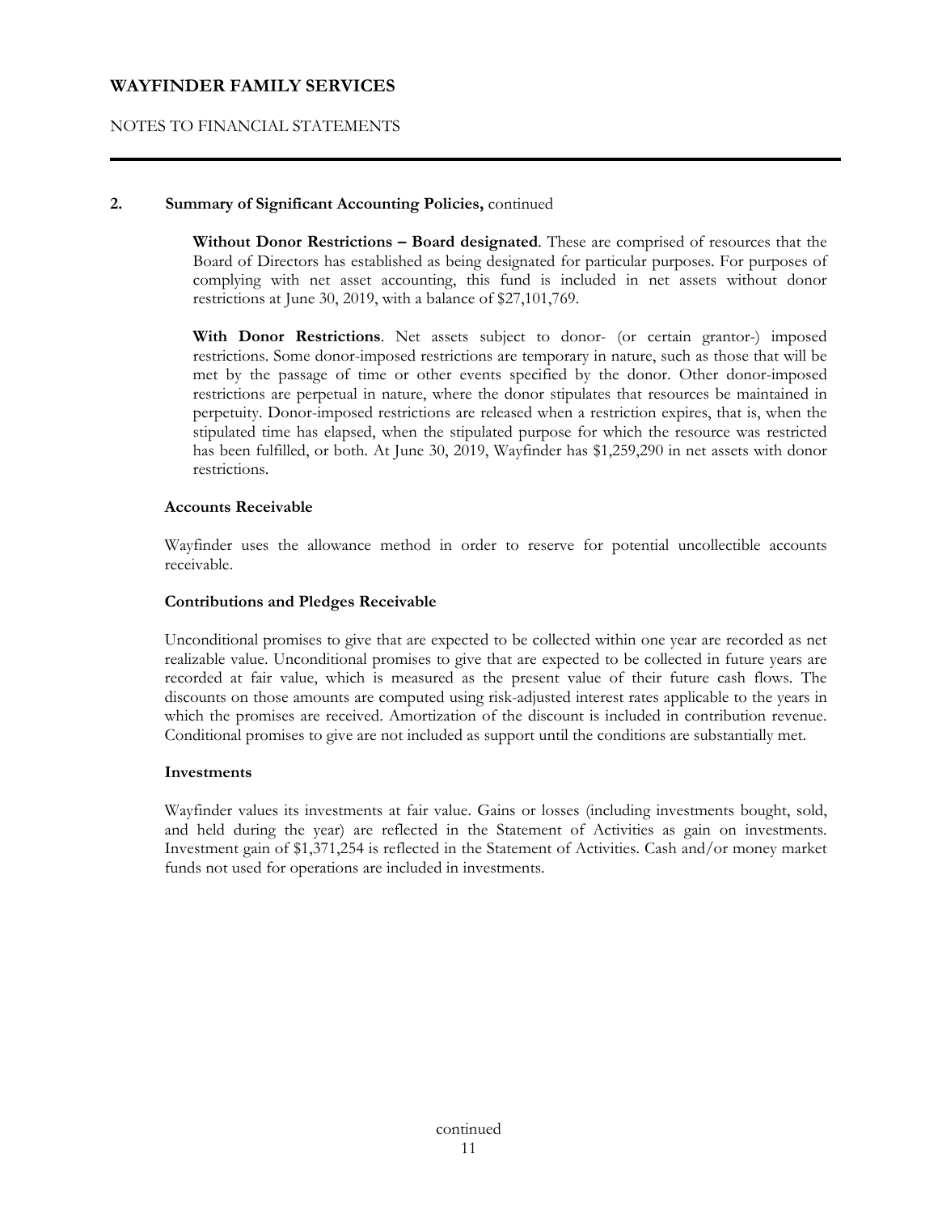## 2. Summary of Significant Accounting Policies, continued

**Without Donor Restrictions – Board designated**. These are comprised of resources that the Board of Directors has established as being designated for particular purposes. For purposes of complying with net asset accounting, this fund is included in net assets without donor restrictions at June 30, 2019, with a balance of $27,101,769.

**With Donor Restrictions**. Net assets subject to donor- (or certain grantor-) imposed restrictions. Some donor-imposed restrictions are temporary in nature, such as those that will be met by the passage of time or other events specified by the donor. Other donor-imposed restrictions are perpetual in nature, where the donor stipulates that resources be maintained in perpetuity. Donor-imposed restrictions are released when a restriction expires, that is, when the stipulated time has elapsed, when the stipulated purpose for which the resource was restricted has been fulfilled, or both. At June 30, 2019, Wayfinder has $1,259,290 in net assets with donor restrictions.

### Accounts Receivable

Wayfinder uses the allowance method in order to reserve for potential uncollectible accounts receivable.

### Contributions and Pledges Receivable

Unconditional promises to give that are expected to be collected within one year are recorded as net realizable value. Unconditional promises to give that are expected to be collected in future years are recorded at fair value, which is measured as the present value of their future cash flows. The discounts on those amounts are computed using risk-adjusted interest rates applicable to the years in which the promises are received. Amortization of the discount is included in contribution revenue. Conditional promises to give are not included as support until the conditions are substantially met.

### Investments

Wayfinder values its investments at fair value. Gains or losses (including investments bought, sold, and held during the year) are reflected in the Statement of Activities as gain on investments. Investment gain of $1,371,254 is reflected in the Statement of Activities. Cash and/or money market funds not used for operations are included in investments.

continued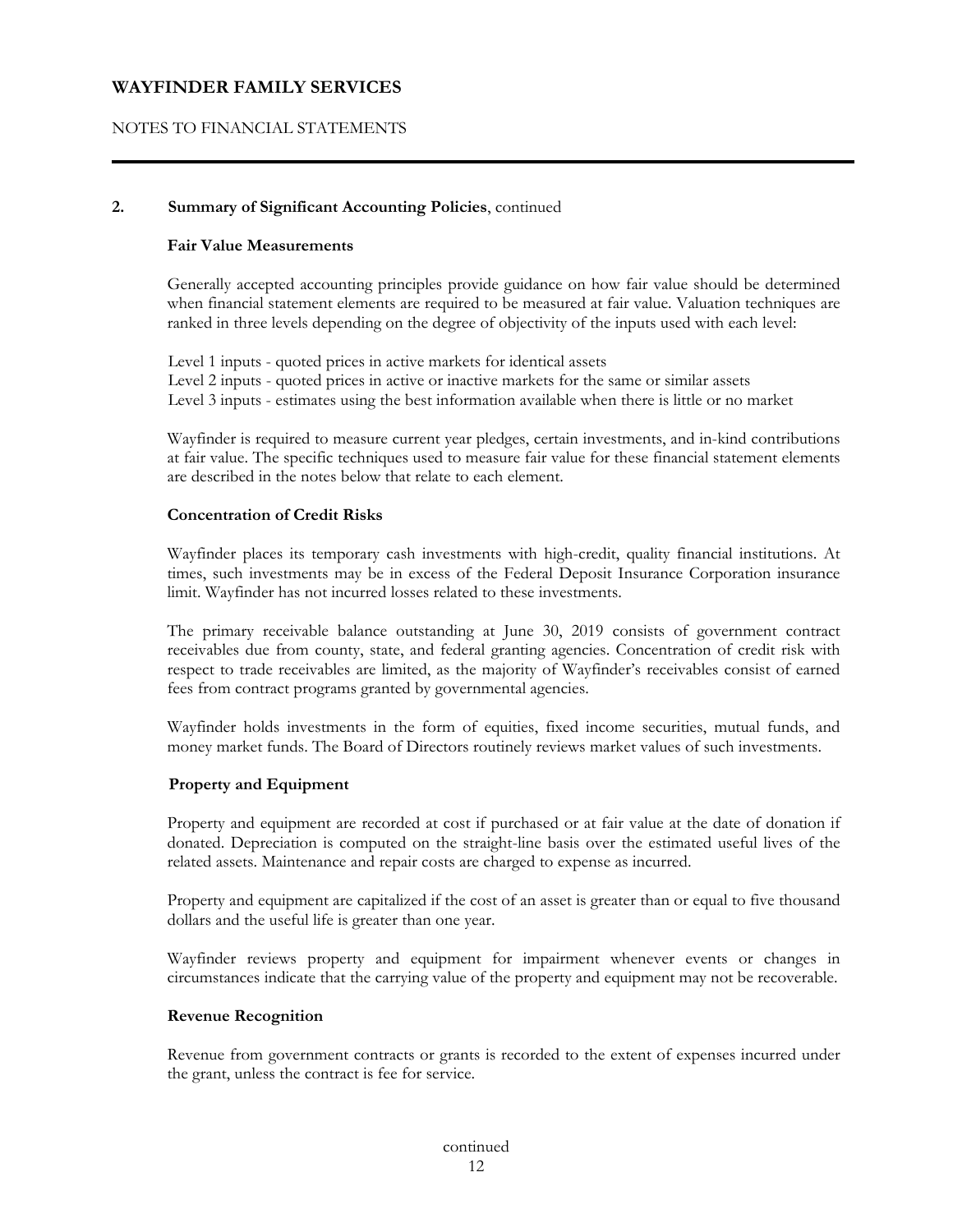## 2. Summary of Significant Accounting Policies, continued

### Fair Value Measurements

Generally accepted accounting principles provide guidance on how fair value should be determined when financial statement elements are required to be measured at fair value. Valuation techniques are ranked in three levels depending on the degree of objectivity of the inputs used with each level:

Level 1 inputs - quoted prices in active markets for identical assets
Level 2 inputs - quoted prices in active or inactive markets for the same or similar assets
Level 3 inputs - estimates using the best information available when there is little or no market

Wayfinder is required to measure current year pledges, certain investments, and in-kind contributions at fair value. The specific techniques used to measure fair value for these financial statement elements are described in the notes below that relate to each element.

### Concentration of Credit Risks

Wayfinder places its temporary cash investments with high-credit, quality financial institutions. At times, such investments may be in excess of the Federal Deposit Insurance Corporation insurance limit. Wayfinder has not incurred losses related to these investments.

The primary receivable balance outstanding at June 30, 2019 consists of government contract receivables due from county, state, and federal granting agencies. Concentration of credit risk with respect to trade receivables are limited, as the majority of Wayfinder's receivables consist of earned fees from contract programs granted by governmental agencies.

Wayfinder holds investments in the form of equities, fixed income securities, mutual funds, and money market funds. The Board of Directors routinely reviews market values of such investments.

### Property and Equipment

Property and equipment are recorded at cost if purchased or at fair value at the date of donation if donated. Depreciation is computed on the straight-line basis over the estimated useful lives of the related assets. Maintenance and repair costs are charged to expense as incurred.

Property and equipment are capitalized if the cost of an asset is greater than or equal to five thousand dollars and the useful life is greater than one year.

Wayfinder reviews property and equipment for impairment whenever events or changes in circumstances indicate that the carrying value of the property and equipment may not be recoverable.

### Revenue Recognition

Revenue from government contracts or grants is recorded to the extent of expenses incurred under the grant, unless the contract is fee for service.

continued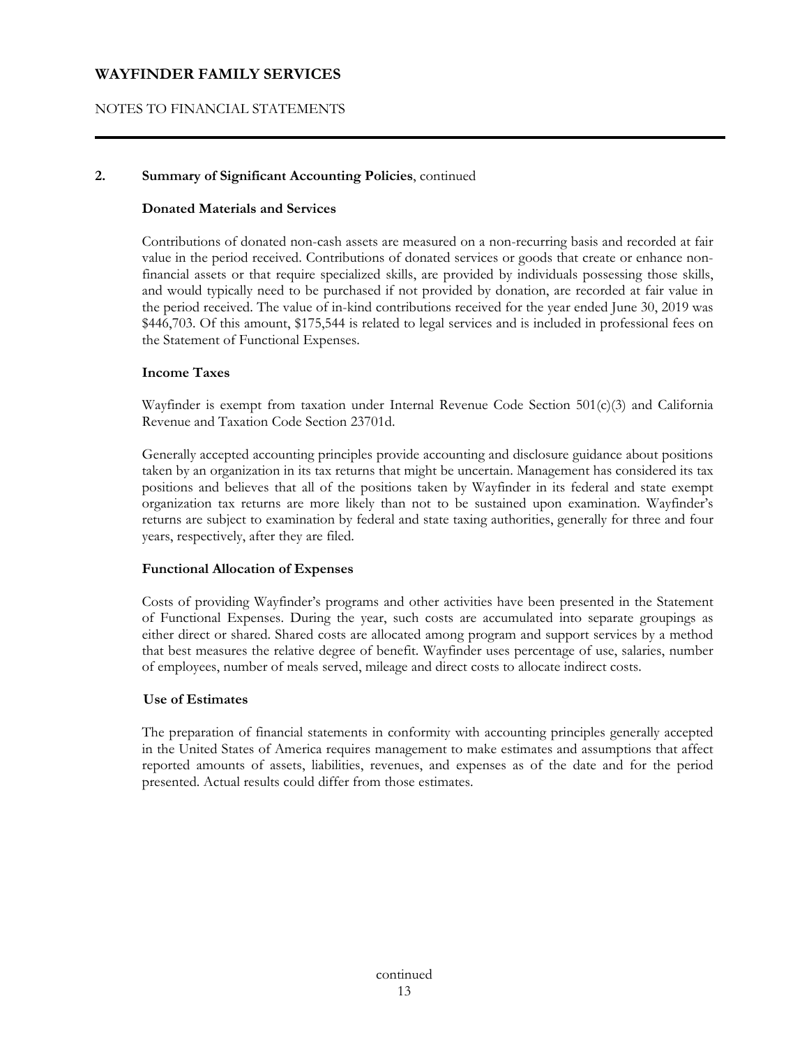## 2. Summary of Significant Accounting Policies, continued

### Donated Materials and Services

Contributions of donated non-cash assets are measured on a non-recurring basis and recorded at fair value in the period received. Contributions of donated services or goods that create or enhance non-financial assets or that require specialized skills, are provided by individuals possessing those skills, and would typically need to be purchased if not provided by donation, are recorded at fair value in the period received. The value of in-kind contributions received for the year ended June 30, 2019 was $446,703. Of this amount, $175,544 is related to legal services and is included in professional fees on the Statement of Functional Expenses.

### Income Taxes

Wayfinder is exempt from taxation under Internal Revenue Code Section 501(c)(3) and California Revenue and Taxation Code Section 23701d.

Generally accepted accounting principles provide accounting and disclosure guidance about positions taken by an organization in its tax returns that might be uncertain. Management has considered its tax positions and believes that all of the positions taken by Wayfinder in its federal and state exempt organization tax returns are more likely than not to be sustained upon examination. Wayfinder's returns are subject to examination by federal and state taxing authorities, generally for three and four years, respectively, after they are filed.

### Functional Allocation of Expenses

Costs of providing Wayfinder's programs and other activities have been presented in the Statement of Functional Expenses. During the year, such costs are accumulated into separate groupings as either direct or shared. Shared costs are allocated among program and support services by a method that best measures the relative degree of benefit. Wayfinder uses percentage of use, salaries, number of employees, number of meals served, mileage and direct costs to allocate indirect costs.

### Use of Estimates

The preparation of financial statements in conformity with accounting principles generally accepted in the United States of America requires management to make estimates and assumptions that affect reported amounts of assets, liabilities, revenues, and expenses as of the date and for the period presented. Actual results could differ from those estimates.

continued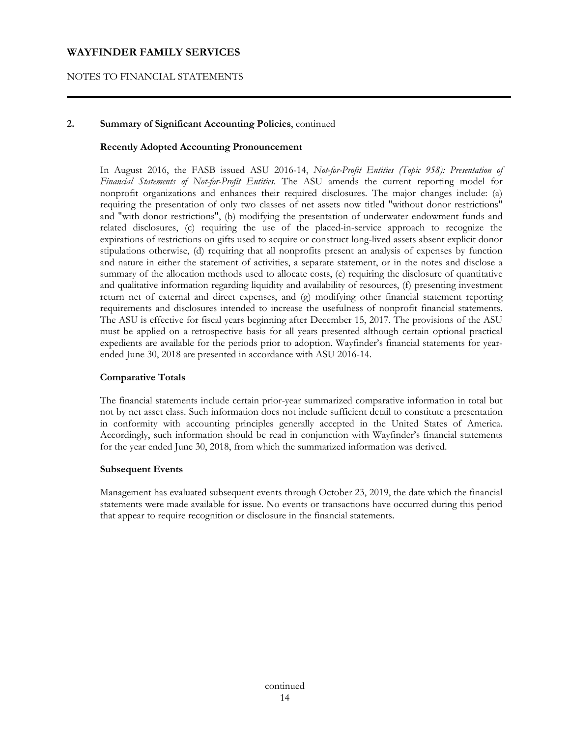## 2. Summary of Significant Accounting Policies, continued

### Recently Adopted Accounting Pronouncement

In August 2016, the FASB issued ASU 2016-14, *Not-for-Profit Entities (Topic 958): Presentation of Financial Statements of Not-for-Profit Entities*. The ASU amends the current reporting model for nonprofit organizations and enhances their required disclosures. The major changes include: (a) requiring the presentation of only two classes of net assets now titled "without donor restrictions" and "with donor restrictions", (b) modifying the presentation of underwater endowment funds and related disclosures, (c) requiring the use of the placed-in-service approach to recognize the expirations of restrictions on gifts used to acquire or construct long-lived assets absent explicit donor stipulations otherwise, (d) requiring that all nonprofits present an analysis of expenses by function and nature in either the statement of activities, a separate statement, or in the notes and disclose a summary of the allocation methods used to allocate costs, (e) requiring the disclosure of quantitative and qualitative information regarding liquidity and availability of resources, (f) presenting investment return net of external and direct expenses, and (g) modifying other financial statement reporting requirements and disclosures intended to increase the usefulness of nonprofit financial statements. The ASU is effective for fiscal years beginning after December 15, 2017. The provisions of the ASU must be applied on a retrospective basis for all years presented although certain optional practical expedients are available for the periods prior to adoption. Wayfinder's financial statements for year-ended June 30, 2018 are presented in accordance with ASU 2016-14.

### Comparative Totals

The financial statements include certain prior-year summarized comparative information in total but not by net asset class. Such information does not include sufficient detail to constitute a presentation in conformity with accounting principles generally accepted in the United States of America. Accordingly, such information should be read in conjunction with Wayfinder's financial statements for the year ended June 30, 2018, from which the summarized information was derived.

### Subsequent Events

Management has evaluated subsequent events through October 23, 2019, the date which the financial statements were made available for issue. No events or transactions have occurred during this period that appear to require recognition or disclosure in the financial statements.

continued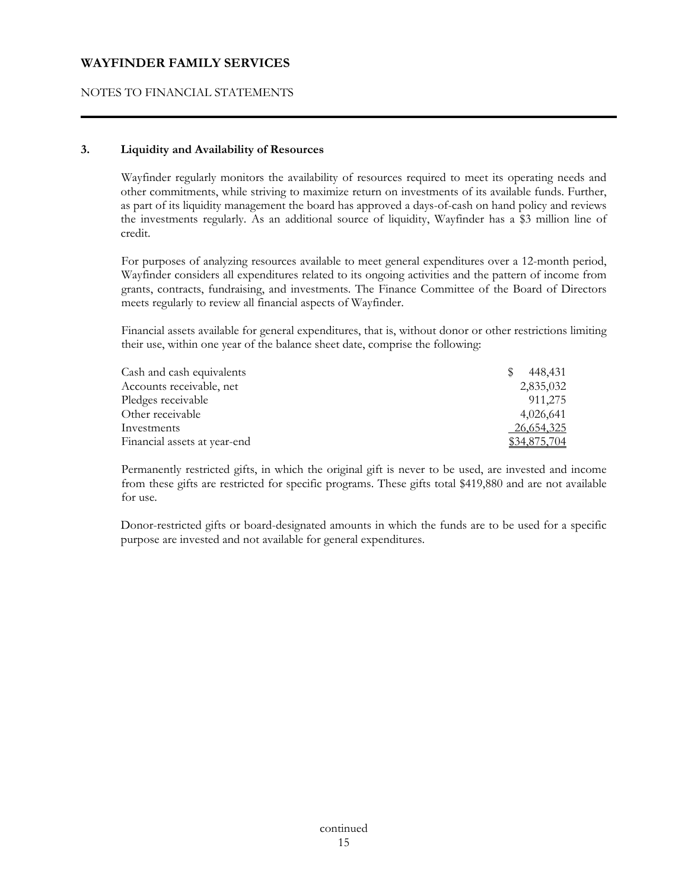## 3. Liquidity and Availability of Resources

Wayfinder regularly monitors the availability of resources required to meet its operating needs and other commitments, while striving to maximize return on investments of its available funds. Further, as part of its liquidity management the board has approved a days-of-cash on hand policy and reviews the investments regularly. As an additional source of liquidity, Wayfinder has a $3 million line of credit.

For purposes of analyzing resources available to meet general expenditures over a 12-month period, Wayfinder considers all expenditures related to its ongoing activities and the pattern of income from grants, contracts, fundraising, and investments. The Finance Committee of the Board of Directors meets regularly to review all financial aspects of Wayfinder.

Financial assets available for general expenditures, that is, without donor or other restrictions limiting their use, within one year of the balance sheet date, comprise the following:

| | |
|---|---|
| Cash and cash equivalents | $ 448,431 |
| Accounts receivable, net | 2,835,032 |
| Pledges receivable | 911,275 |
| Other receivable | 4,026,641 |
| Investments | 26,654,325 |
| Financial assets at year-end | $34,875,704 |

Permanently restricted gifts, in which the original gift is never to be used, are invested and income from these gifts are restricted for specific programs. These gifts total $419,880 and are not available for use.

Donor-restricted gifts or board-designated amounts in which the funds are to be used for a specific purpose are invested and not available for general expenditures.

continued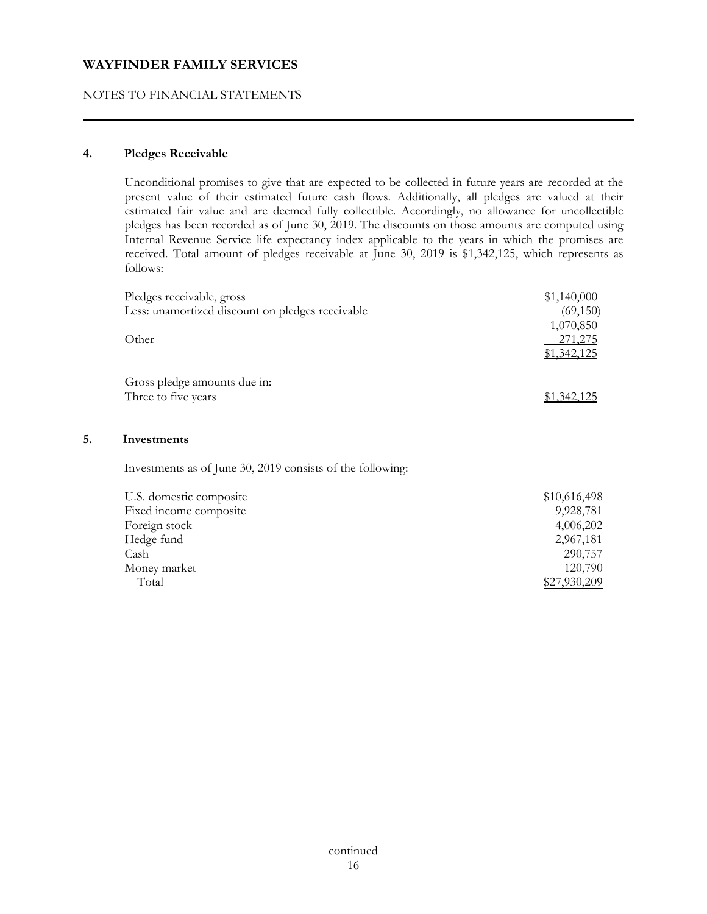# WAYFINDER FAMILY SERVICES

NOTES TO FINANCIAL STATEMENTS

## 4. Pledges Receivable

Unconditional promises to give that are expected to be collected in future years are recorded at the present value of their estimated future cash flows. Additionally, all pledges are valued at their estimated fair value and are deemed fully collectible. Accordingly, no allowance for uncollectible pledges has been recorded as of June 30, 2019. The discounts on those amounts are computed using Internal Revenue Service life expectancy index applicable to the years in which the promises are received. Total amount of pledges receivable at June 30, 2019 is $1,342,125, which represents as follows:

| | |
|---|---|
| Pledges receivable, gross | $1,140,000 |
| Less: unamortized discount on pledges receivable | (69,150) |
| | 1,070,850 |
| Other | 271,275 |
| | $1,342,125 |
| | |
| Gross pledge amounts due in: | |
| Three to five years | $1,342,125 |

## 5. Investments

Investments as of June 30, 2019 consists of the following:

| | |
|---|---|
| U.S. domestic composite | $10,616,498 |
| Fixed income composite | 9,928,781 |
| Foreign stock | 4,006,202 |
| Hedge fund | 2,967,181 |
| Cash | 290,757 |
| Money market | 120,790 |
| Total | $27,930,209 |

continued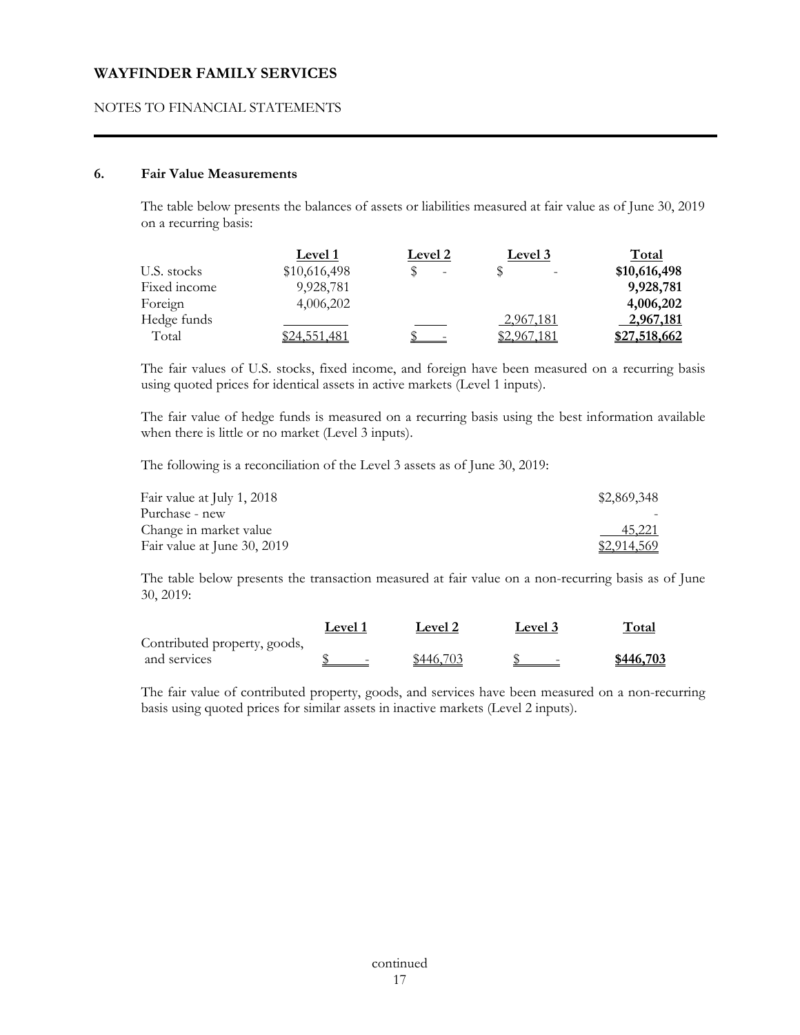## 6. Fair Value Measurements

The table below presents the balances of assets or liabilities measured at fair value as of June 30, 2019 on a recurring basis:

| | Level 1 | Level 2 | Level 3 | Total |
|---|---|---|---|---|
| U.S. stocks | $10,616,498 | $ - | $ - | **$10,616,498** |
| Fixed income | 9,928,781 | | | **9,928,781** |
| Foreign | 4,006,202 | | | **4,006,202** |
| Hedge funds | | | 2,967,181 | **2,967,181** |
| Total | $24,551,481 | $ - | $2,967,181 | **$27,518,662** |

The fair values of U.S. stocks, fixed income, and foreign have been measured on a recurring basis using quoted prices for identical assets in active markets (Level 1 inputs).

The fair value of hedge funds is measured on a recurring basis using the best information available when there is little or no market (Level 3 inputs).

The following is a reconciliation of the Level 3 assets as of June 30, 2019:

| | |
|---|---|
| Fair value at July 1, 2018 | $2,869,348 |
| Purchase - new | - |
| Change in market value | 45,221 |
| Fair value at June 30, 2019 | $2,914,569 |

The table below presents the transaction measured at fair value on a non-recurring basis as of June 30, 2019:

| | Level 1 | Level 2 | Level 3 | Total |
|---|---|---|---|---|
| Contributed property, goods, and services | $ - | $446,703 | $ - | **$446,703** |

The fair value of contributed property, goods, and services have been measured on a non-recurring basis using quoted prices for similar assets in inactive markets (Level 2 inputs).

continued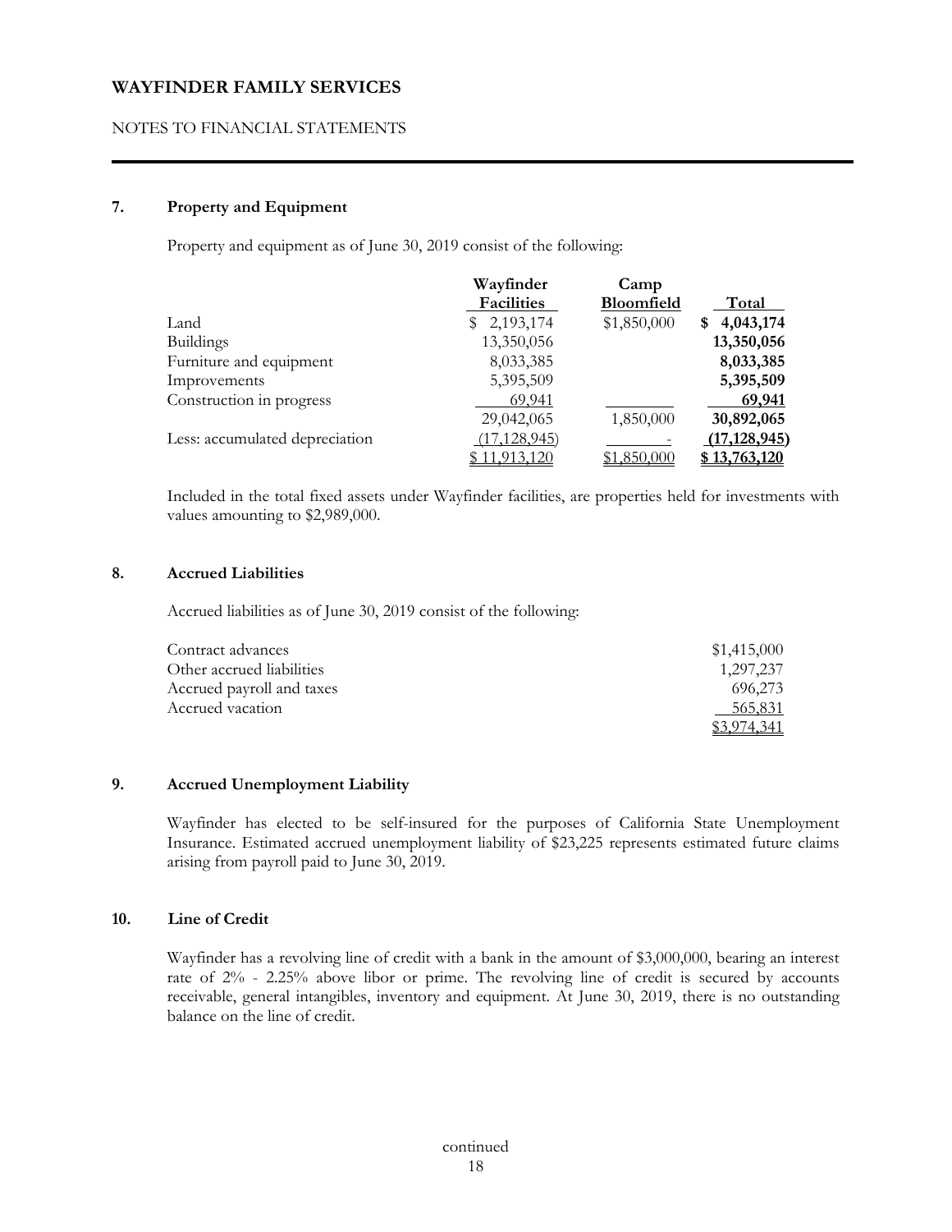## 7. Property and Equipment

Property and equipment as of June 30, 2019 consist of the following:

| | Wayfinder Facilities | Camp Bloomfield | Total |
|---|---|---|---|
| Land | $ 2,193,174 | $1,850,000 | **$ 4,043,174** |
| Buildings | 13,350,056 | | **13,350,056** |
| Furniture and equipment | 8,033,385 | | **8,033,385** |
| Improvements | 5,395,509 | | **5,395,509** |
| Construction in progress | 69,941 | | **69,941** |
| | 29,042,065 | 1,850,000 | **30,892,065** |
| Less: accumulated depreciation | (17,128,945) | - | **(17,128,945)** |
| | $ 11,913,120 | $1,850,000 | **$ 13,763,120** |

Included in the total fixed assets under Wayfinder facilities, are properties held for investments with values amounting to $2,989,000.

## 8. Accrued Liabilities

Accrued liabilities as of June 30, 2019 consist of the following:

| | |
|---|---|
| Contract advances | $1,415,000 |
| Other accrued liabilities | 1,297,237 |
| Accrued payroll and taxes | 696,273 |
| Accrued vacation | 565,831 |
| | $3,974,341 |

## 9. Accrued Unemployment Liability

Wayfinder has elected to be self-insured for the purposes of California State Unemployment Insurance. Estimated accrued unemployment liability of $23,225 represents estimated future claims arising from payroll paid to June 30, 2019.

## 10. Line of Credit

Wayfinder has a revolving line of credit with a bank in the amount of $3,000,000, bearing an interest rate of 2% - 2.25% above libor or prime. The revolving line of credit is secured by accounts receivable, general intangibles, inventory and equipment. At June 30, 2019, there is no outstanding balance on the line of credit.

continued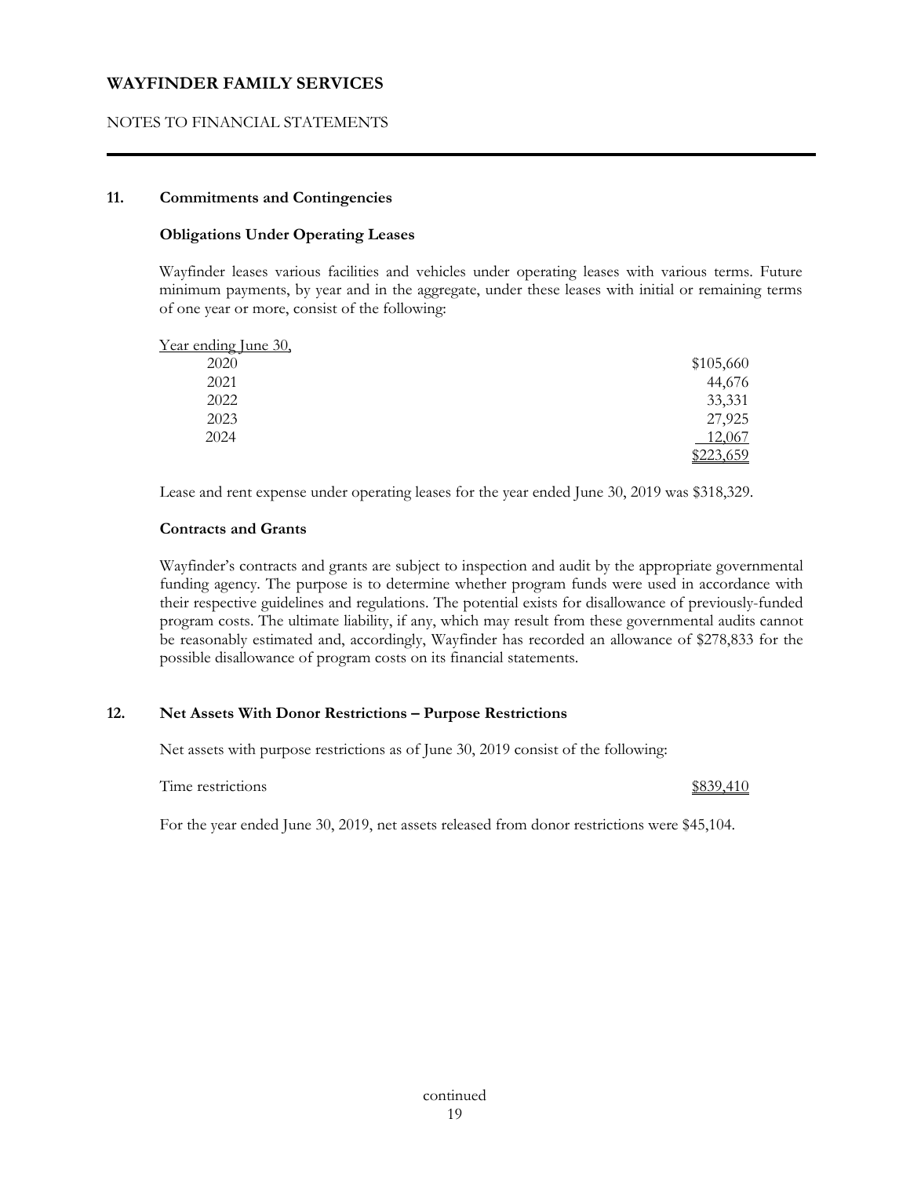# WAYFINDER FAMILY SERVICES

NOTES TO FINANCIAL STATEMENTS

## 11. Commitments and Contingencies

### Obligations Under Operating Leases

Wayfinder leases various facilities and vehicles under operating leases with various terms. Future minimum payments, by year and in the aggregate, under these leases with initial or remaining terms of one year or more, consist of the following:

| Year ending June 30, | |
|---|---|
| 2020 | $105,660 |
| 2021 | 44,676 |
| 2022 | 33,331 |
| 2023 | 27,925 |
| 2024 | 12,067 |
| | $223,659 |

Lease and rent expense under operating leases for the year ended June 30, 2019 was $318,329.

### Contracts and Grants

Wayfinder's contracts and grants are subject to inspection and audit by the appropriate governmental funding agency. The purpose is to determine whether program funds were used in accordance with their respective guidelines and regulations. The potential exists for disallowance of previously-funded program costs. The ultimate liability, if any, which may result from these governmental audits cannot be reasonably estimated and, accordingly, Wayfinder has recorded an allowance of $278,833 for the possible disallowance of program costs on its financial statements.

## 12. Net Assets With Donor Restrictions – Purpose Restrictions

Net assets with purpose restrictions as of June 30, 2019 consist of the following:

| | |
|---|---|
| Time restrictions | $839,410 |

For the year ended June 30, 2019, net assets released from donor restrictions were $45,104.

continued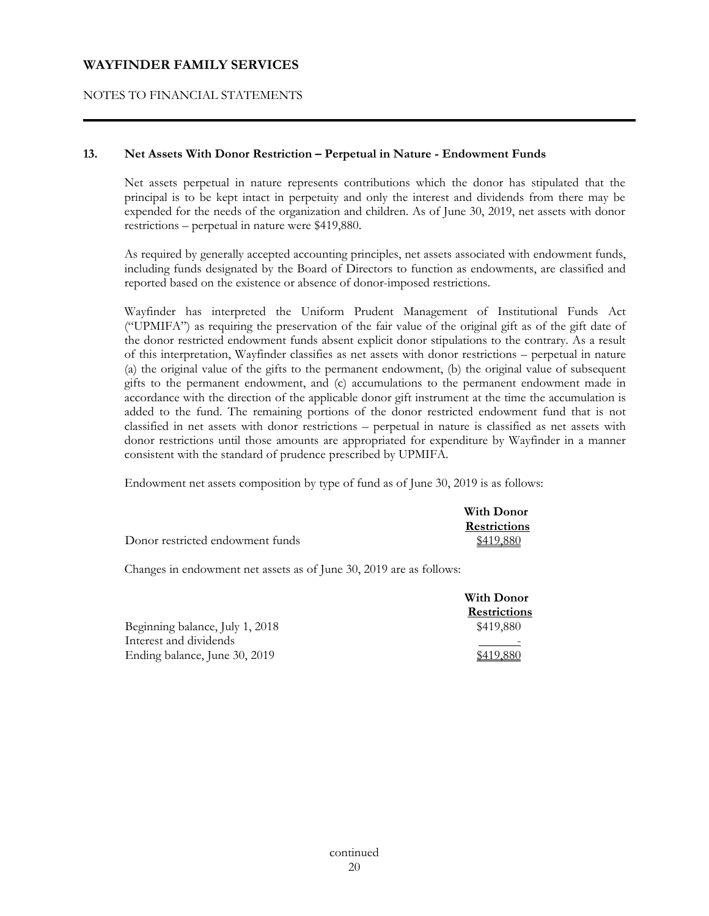## 13. Net Assets With Donor Restriction – Perpetual in Nature - Endowment Funds

Net assets perpetual in nature represents contributions which the donor has stipulated that the principal is to be kept intact in perpetuity and only the interest and dividends from there may be expended for the needs of the organization and children. As of June 30, 2019, net assets with donor restrictions – perpetual in nature were $419,880.

As required by generally accepted accounting principles, net assets associated with endowment funds, including funds designated by the Board of Directors to function as endowments, are classified and reported based on the existence or absence of donor-imposed restrictions.

Wayfinder has interpreted the Uniform Prudent Management of Institutional Funds Act ("UPMIFA") as requiring the preservation of the fair value of the original gift as of the gift date of the donor restricted endowment funds absent explicit donor stipulations to the contrary. As a result of this interpretation, Wayfinder classifies as net assets with donor restrictions – perpetual in nature (a) the original value of the gifts to the permanent endowment, (b) the original value of subsequent gifts to the permanent endowment, and (c) accumulations to the permanent endowment made in accordance with the direction of the applicable donor gift instrument at the time the accumulation is added to the fund. The remaining portions of the donor restricted endowment fund that is not classified in net assets with donor restrictions – perpetual in nature is classified as net assets with donor restrictions until those amounts are appropriated for expenditure by Wayfinder in a manner consistent with the standard of prudence prescribed by UPMIFA.

Endowment net assets composition by type of fund as of June 30, 2019 is as follows:

| | With Donor Restrictions |
|---|---|
| Donor restricted endowment funds | $419,880 |

Changes in endowment net assets as of June 30, 2019 are as follows:

| | With Donor Restrictions |
|---|---|
| Beginning balance, July 1, 2018 | $419,880 |
| Interest and dividends | - |
| Ending balance, June 30, 2019 | $419,880 |

continued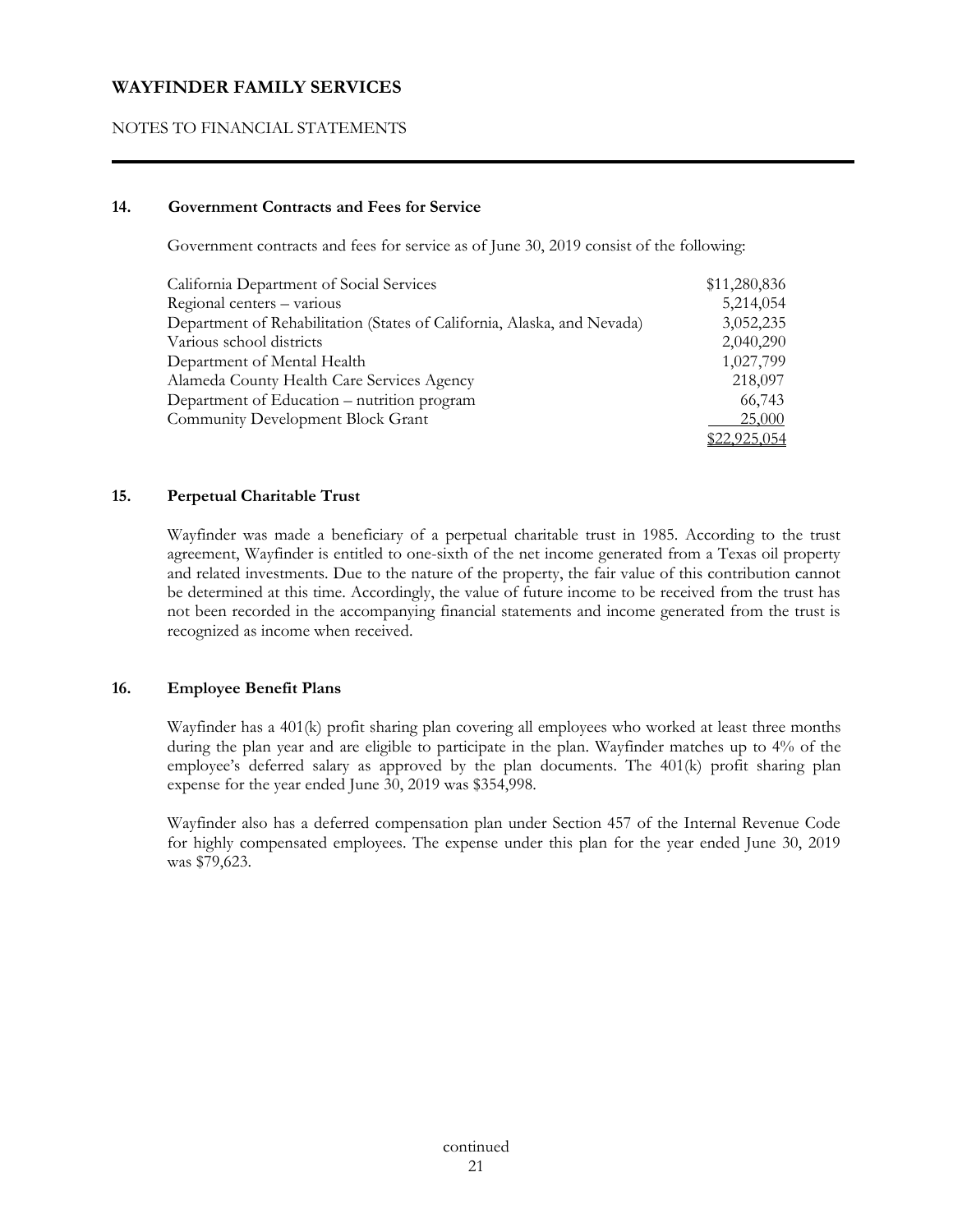# WAYFINDER FAMILY SERVICES

NOTES TO FINANCIAL STATEMENTS

### 14. Government Contracts and Fees for Service

Government contracts and fees for service as of June 30, 2019 consist of the following:

| | |
|---|---:|
| California Department of Social Services | $11,280,836 |
| Regional centers – various | 5,214,054 |
| Department of Rehabilitation (States of California, Alaska, and Nevada) | 3,052,235 |
| Various school districts | 2,040,290 |
| Department of Mental Health | 1,027,799 |
| Alameda County Health Care Services Agency | 218,097 |
| Department of Education – nutrition program | 66,743 |
| Community Development Block Grant | 25,000 |
| | $22,925,054 |

### 15. Perpetual Charitable Trust

Wayfinder was made a beneficiary of a perpetual charitable trust in 1985. According to the trust agreement, Wayfinder is entitled to one-sixth of the net income generated from a Texas oil property and related investments. Due to the nature of the property, the fair value of this contribution cannot be determined at this time. Accordingly, the value of future income to be received from the trust has not been recorded in the accompanying financial statements and income generated from the trust is recognized as income when received.

### 16. Employee Benefit Plans

Wayfinder has a 401(k) profit sharing plan covering all employees who worked at least three months during the plan year and are eligible to participate in the plan. Wayfinder matches up to 4% of the employee's deferred salary as approved by the plan documents. The 401(k) profit sharing plan expense for the year ended June 30, 2019 was $354,998.

Wayfinder also has a deferred compensation plan under Section 457 of the Internal Revenue Code for highly compensated employees. The expense under this plan for the year ended June 30, 2019 was $79,623.

continued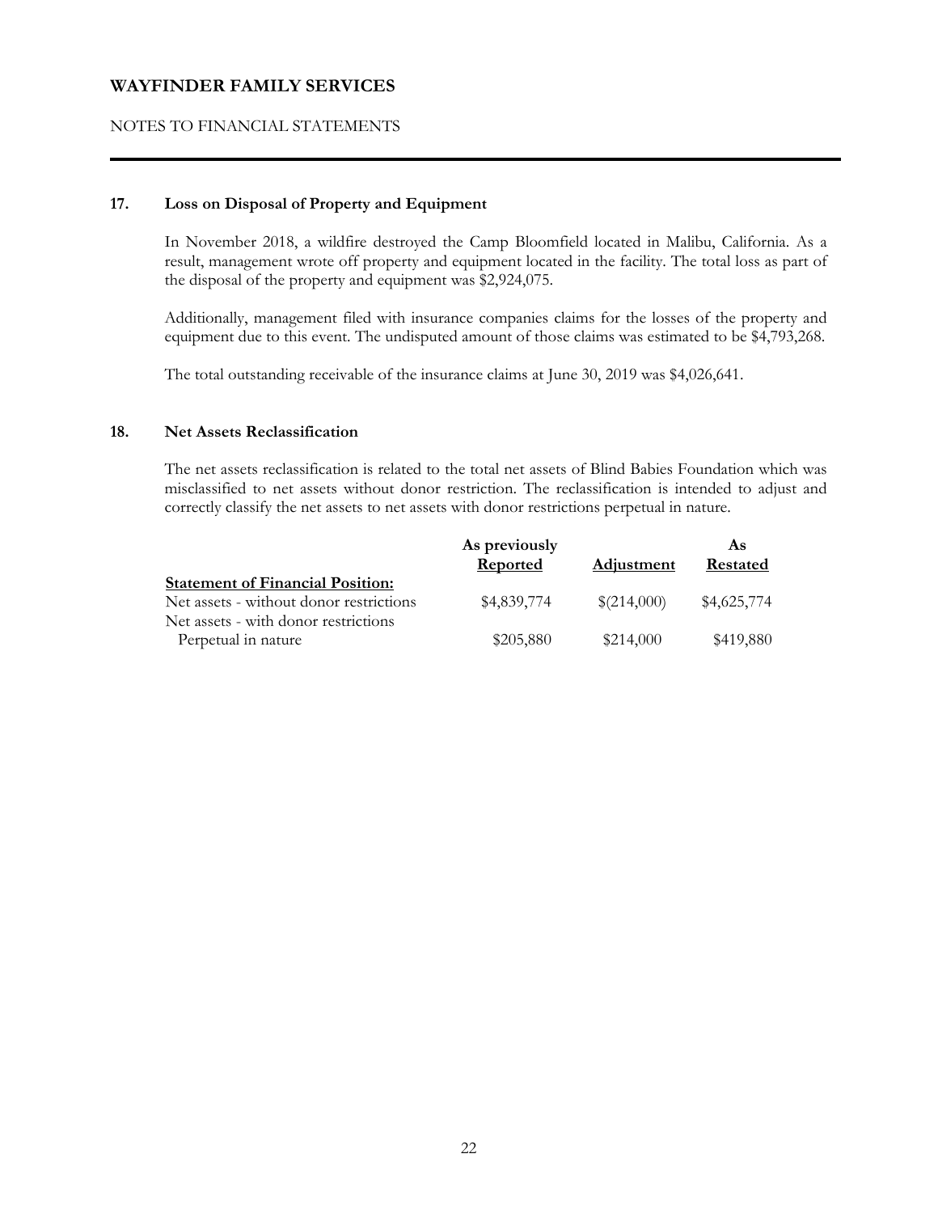# WAYFINDER FAMILY SERVICES

NOTES TO FINANCIAL STATEMENTS

## 17. Loss on Disposal of Property and Equipment

In November 2018, a wildfire destroyed the Camp Bloomfield located in Malibu, California. As a result, management wrote off property and equipment located in the facility. The total loss as part of the disposal of the property and equipment was $2,924,075.

Additionally, management filed with insurance companies claims for the losses of the property and equipment due to this event. The undisputed amount of those claims was estimated to be $4,793,268.

The total outstanding receivable of the insurance claims at June 30, 2019 was $4,026,641.

## 18. Net Assets Reclassification

The net assets reclassification is related to the total net assets of Blind Babies Foundation which was misclassified to net assets without donor restriction. The reclassification is intended to adjust and correctly classify the net assets to net assets with donor restrictions perpetual in nature.

| | As previously Reported | Adjustment | As Restated |
|---|---|---|---|
| **Statement of Financial Position:** | | | |
| Net assets - without donor restrictions | $4,839,774 | $(214,000) | $4,625,774 |
| Net assets - with donor restrictions Perpetual in nature | $205,880 | $214,000 | $419,880 |